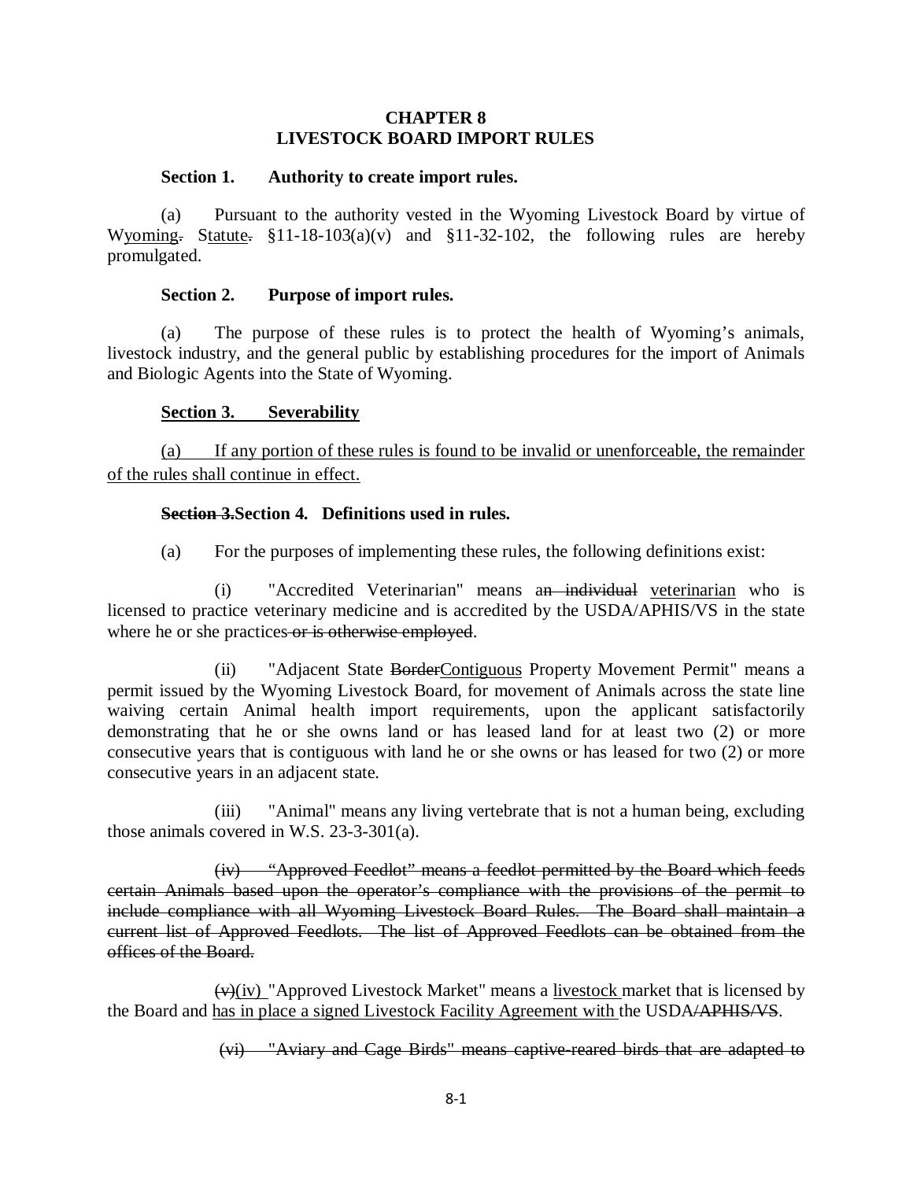# CHAPTER 8
# LIVESTOCK BOARD IMPORT RULES

**Section 1. Authority to create import rules.**

(a) Pursuant to the authority vested in the Wyoming Livestock Board by virtue of W~~.~~yoming Statute~~.~~ §11-18-103(a)(v) and §11-32-102, the following rules are hereby promulgated.

**Section 2. Purpose of import rules.**

(a) The purpose of these rules is to protect the health of Wyoming's animals, livestock industry, and the general public by establishing procedures for the import of Animals and Biologic Agents into the State of Wyoming.

**Section 3. Severability**

(a) If any portion of these rules is found to be invalid or unenforceable, the remainder of the rules shall continue in effect.

**~~Section 3.~~Section 4. Definitions used in rules.**

(a) For the purposes of implementing these rules, the following definitions exist:

(i) "Accredited Veterinarian" means a~~n individual~~ veterinarian who is licensed to practice veterinary medicine and is accredited by the USDA/APHIS/VS in the state where he or she practices~~ or is otherwise employed~~.

(ii) "Adjacent State ~~Border~~Contiguous Property Movement Permit" means a permit issued by the Wyoming Livestock Board, for movement of Animals across the state line waiving certain Animal health import requirements, upon the applicant satisfactorily demonstrating that he or she owns land or has leased land for at least two (2) or more consecutive years that is contiguous with land he or she owns or has leased for two (2) or more consecutive years in an adjacent state.

(iii) "Animal" means any living vertebrate that is not a human being, excluding those animals covered in W.S. 23-3-301(a).

~~(iv) "Approved Feedlot" means a feedlot permitted by the Board which feeds certain Animals based upon the operator's compliance with the provisions of the permit to include compliance with all Wyoming Livestock Board Rules. The Board shall maintain a current list of Approved Feedlots. The list of Approved Feedlots can be obtained from the offices of the Board.~~

~~(v)~~(iv) "Approved Livestock Market" means a livestock market that is licensed by the Board and has in place a signed Livestock Facility Agreement with the USDA~~/APHIS/VS~~.

~~(vi) "Aviary and Cage Birds" means captive-reared birds that are adapted to~~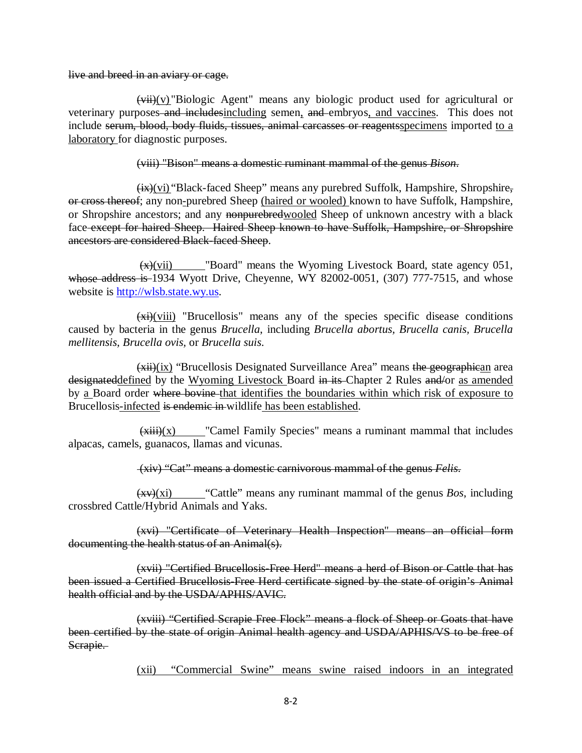~~live and breed in an aviary or cage.~~

~~(vii)~~(v) "Biologic Agent" means any biologic product used for agricultural or veterinary purposes~~ and includes~~including semen, ~~and~~ embryos, and vaccines. This does not include ~~serum, blood, body fluids, tissues, animal carcasses or reagents~~specimens imported to a laboratory for diagnostic purposes.

~~(viii) "Bison" means a domestic ruminant mammal of the genus *Bison*.~~

~~(ix)~~(vi) "Black-faced Sheep" means any purebred Suffolk, Hampshire, Shropshire~~, or cross thereof~~; any non-purebred Sheep (haired or wooled) known to have Suffolk, Hampshire, or Shropshire ancestors; and any ~~nonpurebred~~wooled Sheep of unknown ancestry with a black face~~ except for haired Sheep. Haired Sheep known to have Suffolk, Hampshire, or Shropshire ancestors are considered Black-faced Sheep~~.

~~(x)~~(vii) "Board" means the Wyoming Livestock Board, state agency 051, ~~whose address is~~ 1934 Wyott Drive, Cheyenne, WY 82002-0051, (307) 777-7515, and whose website is http://wlsb.state.wy.us.

~~(xi)~~(viii) "Brucellosis" means any of the species specific disease conditions caused by bacteria in the genus *Brucella*, including *Brucella abortus, Brucella canis, Brucella mellitensis, Brucella ovis,* or *Brucella suis.*

~~(xii)~~(ix) "Brucellosis Designated Surveillance Area" means ~~the geographic~~an area ~~designated~~defined by the Wyoming Livestock Board ~~in its~~ Chapter 2 Rules ~~and/~~or as amended by a Board order ~~where bovine~~ that identifies the boundaries within which risk of exposure to Brucellosis-infected ~~is endemic in~~ wildlife has been established.

~~(xiii)~~(x) "Camel Family Species" means a ruminant mammal that includes alpacas, camels, guanacos, llamas and vicunas.

~~(xiv) "Cat" means a domestic carnivorous mammal of the genus *Felis*.~~

~~(xv)~~(xi) "Cattle" means any ruminant mammal of the genus *Bos*, including crossbred Cattle/Hybrid Animals and Yaks.

~~(xvi) "Certificate of Veterinary Health Inspection" means an official form documenting the health status of an Animal(s).~~

~~(xvii) "Certified Brucellosis-Free Herd" means a herd of Bison or Cattle that has been issued a Certified Brucellosis-Free Herd certificate signed by the state of origin's Animal health official and by the USDA/APHIS/AVIC.~~

~~(xviii) "Certified Scrapie Free Flock" means a flock of Sheep or Goats that have been certified by the state of origin Animal health agency and USDA/APHIS/VS to be free of Scrapie.~~

(xii) "Commercial Swine" means swine raised indoors in an integrated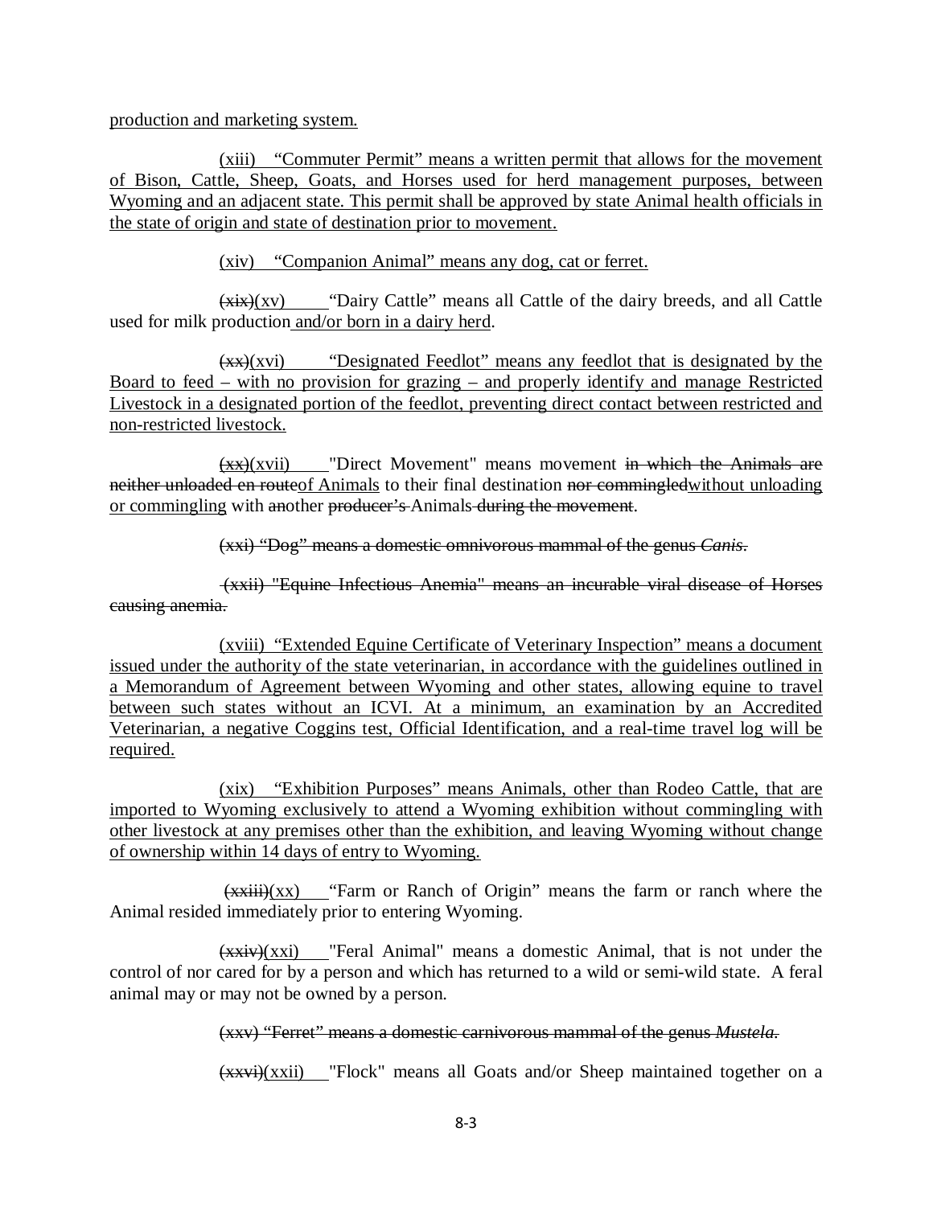production and marketing system.

(xiii) "Commuter Permit" means a written permit that allows for the movement of Bison, Cattle, Sheep, Goats, and Horses used for herd management purposes, between Wyoming and an adjacent state. This permit shall be approved by state Animal health officials in the state of origin and state of destination prior to movement.

(xiv) "Companion Animal" means any dog, cat or ferret.

~~(xix)~~(xv) "Dairy Cattle" means all Cattle of the dairy breeds, and all Cattle used for milk production and/or born in a dairy herd.

~~(xx)~~(xvi) "Designated Feedlot" means any feedlot that is designated by the Board to feed – with no provision for grazing – and properly identify and manage Restricted Livestock in a designated portion of the feedlot, preventing direct contact between restricted and non-restricted livestock.

~~(xx)~~(xvii) "Direct Movement" means movement ~~in which the Animals are neither unloaded en route~~of Animals to their final destination ~~nor commingled~~without unloading or commingling with ~~an~~other ~~producer's~~ Animals ~~during the movement~~.

~~(xxi) "Dog" means a domestic omnivorous mammal of the genus *Canis*.~~

~~(xxii) "Equine Infectious Anemia" means an incurable viral disease of Horses causing anemia.~~

(xviii) "Extended Equine Certificate of Veterinary Inspection" means a document issued under the authority of the state veterinarian, in accordance with the guidelines outlined in a Memorandum of Agreement between Wyoming and other states, allowing equine to travel between such states without an ICVI. At a minimum, an examination by an Accredited Veterinarian, a negative Coggins test, Official Identification, and a real-time travel log will be required.

(xix) "Exhibition Purposes" means Animals, other than Rodeo Cattle, that are imported to Wyoming exclusively to attend a Wyoming exhibition without commingling with other livestock at any premises other than the exhibition, and leaving Wyoming without change of ownership within 14 days of entry to Wyoming.

~~(xxiii)~~(xx) "Farm or Ranch of Origin" means the farm or ranch where the Animal resided immediately prior to entering Wyoming.

~~(xxiv)~~(xxi) "Feral Animal" means a domestic Animal, that is not under the control of nor cared for by a person and which has returned to a wild or semi-wild state. A feral animal may or may not be owned by a person.

~~(xxv) "Ferret" means a domestic carnivorous mammal of the genus *Mustela*.~~

~~(xxvi)~~(xxii) "Flock" means all Goats and/or Sheep maintained together on a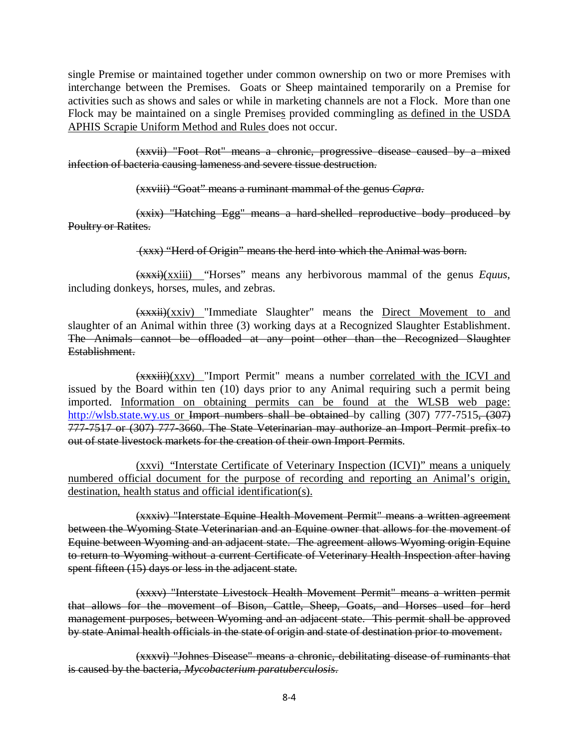single Premise or maintained together under common ownership on two or more Premises with interchange between the Premises. Goats or Sheep maintained temporarily on a Premise for activities such as shows and sales or while in marketing channels are not a Flock. More than one Flock may be maintained on a single Premises provided commingling <u>as defined in the USDA APHIS Scrapie Uniform Method and Rules</u> does not occur.

~~(xxvii) "Foot Rot" means a chronic, progressive disease caused by a mixed infection of bacteria causing lameness and severe tissue destruction.~~

~~(xxviii) "Goat" means a ruminant mammal of the genus *Capra*.~~

~~(xxix) "Hatching Egg" means a hard-shelled reproductive body produced by Poultry or Ratites.~~

~~(xxx) "Herd of Origin" means the herd into which the Animal was born.~~

~~(xxxi)~~<u>(xxiii)</u> "Horses" means any herbivorous mammal of the genus *Equus*, including donkeys, horses, mules, and zebras.

~~(xxxii)~~<u>(xxiv)</u> "Immediate Slaughter" means the <u>Direct Movement to and</u> slaughter of an Animal within three (3) working days at a Recognized Slaughter Establishment. ~~The Animals cannot be offloaded at any point other than the Recognized Slaughter Establishment.~~

~~(xxxiii)~~<u>(xxv)</u> "Import Permit" means a number <u>correlated with the ICVI and</u> issued by the Board within ten (10) days prior to any Animal requiring such a permit being imported. <u>Information on obtaining permits can be found at the WLSB web page: http://wlsb.state.wy.us or</u> ~~Import numbers shall be obtained~~ by calling (307) 777-7515~~, (307) 777-7517 or (307) 777-3660. The State Veterinarian may authorize an Import Permit prefix to out of state livestock markets for the creation of their own Import Permits~~.

<u>(xxvi) "Interstate Certificate of Veterinary Inspection (ICVI)" means a uniquely numbered official document for the purpose of recording and reporting an Animal's origin, destination, health status and official identification(s).</u>

~~(xxxiv) "Interstate Equine Health Movement Permit" means a written agreement between the Wyoming State Veterinarian and an Equine owner that allows for the movement of Equine between Wyoming and an adjacent state. The agreement allows Wyoming origin Equine to return to Wyoming without a current Certificate of Veterinary Health Inspection after having spent fifteen (15) days or less in the adjacent state.~~

~~(xxxv) "Interstate Livestock Health Movement Permit" means a written permit that allows for the movement of Bison, Cattle, Sheep, Goats, and Horses used for herd management purposes, between Wyoming and an adjacent state. This permit shall be approved by state Animal health officials in the state of origin and state of destination prior to movement.~~

~~(xxxvi) "Johnes Disease" means a chronic, debilitating disease of ruminants that is caused by the bacteria, *Mycobacterium paratuberculosis*.~~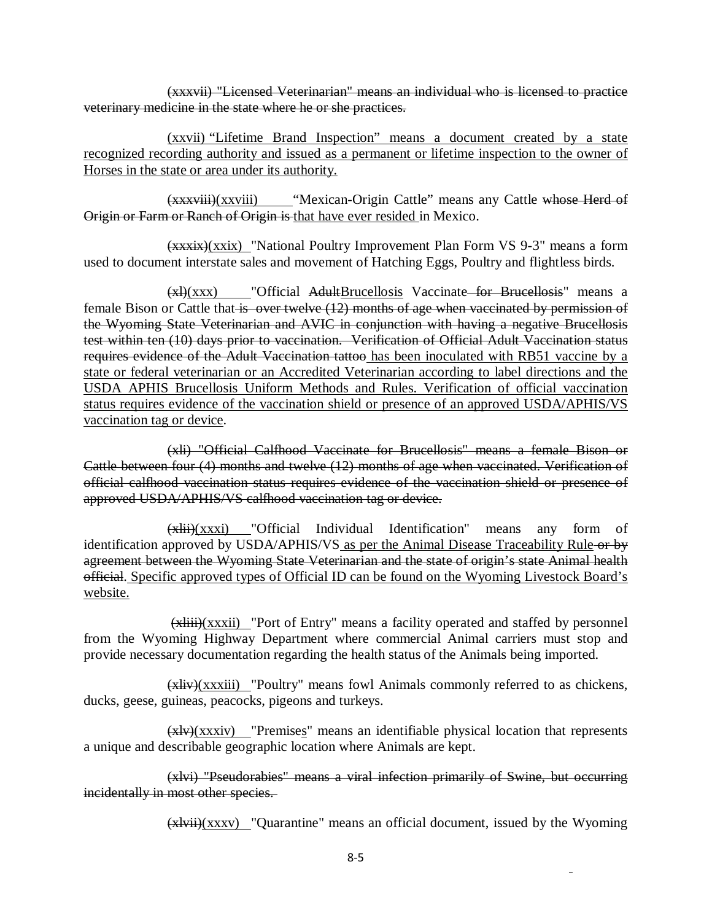~~(xxxvii) "Licensed Veterinarian" means an individual who is licensed to practice veterinary medicine in the state where he or she practices.~~

<u>(xxvii) "Lifetime Brand Inspection" means a document created by a state recognized recording authority and issued as a permanent or lifetime inspection to the owner of Horses in the state or area under its authority.</u>

~~(xxxviii)~~<u>(xxviii)</u> "Mexican-Origin Cattle" means any Cattle ~~whose Herd of Origin or Farm or Ranch of Origin is~~ <u>that have ever resided</u> in Mexico.

~~(xxxix)~~<u>(xxix)</u> "National Poultry Improvement Plan Form VS 9-3" means a form used to document interstate sales and movement of Hatching Eggs, Poultry and flightless birds.

~~(xl)~~<u>(xxx)</u> "Official ~~Adult~~<u>Brucellosis</u> Vaccinate ~~for Brucellosis~~" means a female Bison or Cattle that ~~is over twelve (12) months of age when vaccinated by permission of the Wyoming State Veterinarian and AVIC in conjunction with having a negative Brucellosis test within ten (10) days prior to vaccination. Verification of Official Adult Vaccination status requires evidence of the Adult Vaccination tattoo~~ <u>has been inoculated with RB51 vaccine by a state or federal veterinarian or an Accredited Veterinarian according to label directions and the USDA APHIS Brucellosis Uniform Methods and Rules. Verification of official vaccination status requires evidence of the vaccination shield or presence of an approved USDA/APHIS/VS vaccination tag or device</u>.

~~(xli) "Official Calfhood Vaccinate for Brucellosis" means a female Bison or Cattle between four (4) months and twelve (12) months of age when vaccinated. Verification of official calfhood vaccination status requires evidence of the vaccination shield or presence of approved USDA/APHIS/VS calfhood vaccination tag or device.~~

~~(xlii)~~<u>(xxxi)</u> "Official Individual Identification" means any form of identification approved by USDA/APHIS/VS <u>as per the Animal Disease Traceability Rule</u> ~~or by agreement between the Wyoming State Veterinarian and the state of origin's state Animal health official~~. <u>Specific approved types of Official ID can be found on the Wyoming Livestock Board's website.</u>

~~(xliii)~~<u>(xxxii)</u> "Port of Entry" means a facility operated and staffed by personnel from the Wyoming Highway Department where commercial Animal carriers must stop and provide necessary documentation regarding the health status of the Animals being imported.

~~(xliv)~~<u>(xxxiii)</u> "Poultry" means fowl Animals commonly referred to as chickens, ducks, geese, guineas, peacocks, pigeons and turkeys.

~~(xlv)~~<u>(xxxiv)</u> "Premise<u>s</u>" means an identifiable physical location that represents a unique and describable geographic location where Animals are kept.

~~(xlvi) "Pseudorabies" means a viral infection primarily of Swine, but occurring incidentally in most other species.~~

~~(xlvii)~~<u>(xxxv)</u> "Quarantine" means an official document, issued by the Wyoming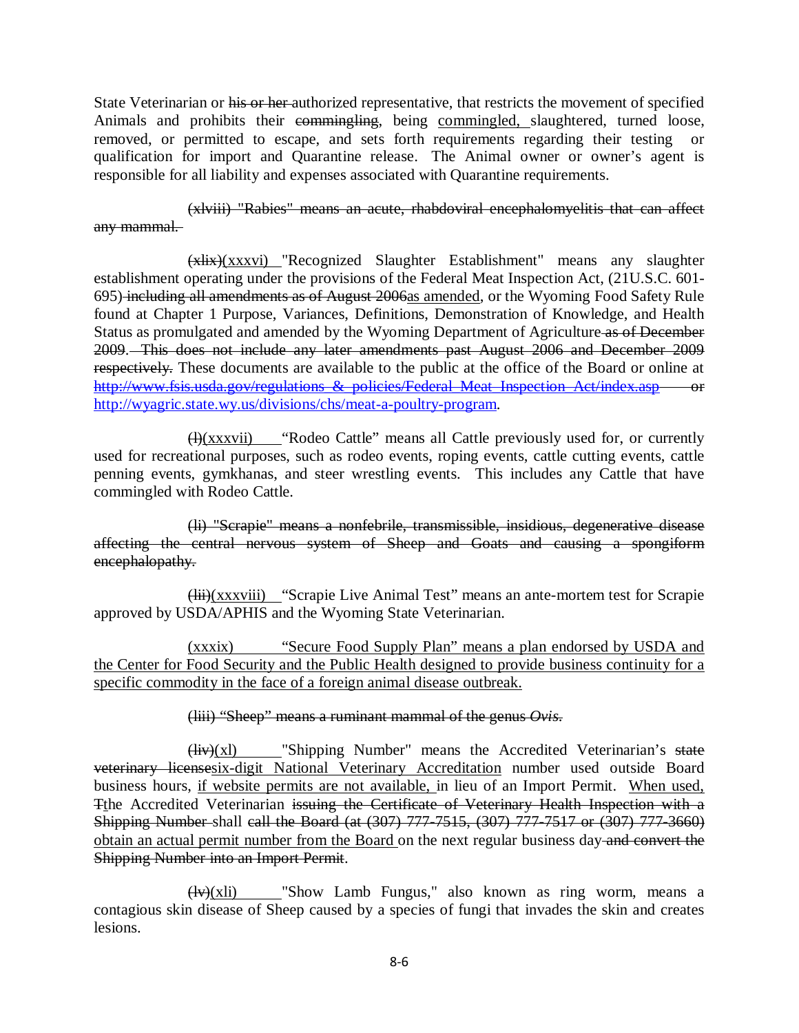State Veterinarian or ~~his or her~~ authorized representative, that restricts the movement of specified Animals and prohibits their ~~commingling~~, being <u>commingled,</u> slaughtered, turned loose, removed, or permitted to escape, and sets forth requirements regarding their testing or qualification for import and Quarantine release. The Animal owner or owner's agent is responsible for all liability and expenses associated with Quarantine requirements.

~~(xlviii) "Rabies" means an acute, rhabdoviral encephalomyelitis that can affect any mammal.~~

~~(xlix)~~<u>(xxxvi)</u> "Recognized Slaughter Establishment" means any slaughter establishment operating under the provisions of the Federal Meat Inspection Act, (21U.S.C. 601-695)~~ including all amendments as of August 2006~~<u>as amended</u>, or the Wyoming Food Safety Rule found at Chapter 1 Purpose, Variances, Definitions, Demonstration of Knowledge, and Health Status as promulgated and amended by the Wyoming Department of Agriculture~~ as of December 2009~~.~~ This does not include any later amendments past August 2006 and December 2009 respectively.~~ These documents are available to the public at the office of the Board or online at ~~http://www.fsis.usda.gov/regulations_&_policies/Federal_Meat_Inspection_Act/index.asp or~~ http://wyagric.state.wy.us/divisions/chs/meat-a-poultry-program.

~~(l)~~<u>(xxxvii)</u> "Rodeo Cattle" means all Cattle previously used for, or currently used for recreational purposes, such as rodeo events, roping events, cattle cutting events, cattle penning events, gymkhanas, and steer wrestling events. This includes any Cattle that have commingled with Rodeo Cattle.

~~(li) "Scrapie" means a nonfebrile, transmissible, insidious, degenerative disease affecting the central nervous system of Sheep and Goats and causing a spongiform encephalopathy.~~

~~(lii)~~<u>(xxxviii)</u> "Scrapie Live Animal Test" means an ante-mortem test for Scrapie approved by USDA/APHIS and the Wyoming State Veterinarian.

<u>(xxxix) "Secure Food Supply Plan" means a plan endorsed by USDA and the Center for Food Security and the Public Health designed to provide business continuity for a specific commodity in the face of a foreign animal disease outbreak.</u>

~~(liii) "Sheep" means a ruminant mammal of the genus *Ovis*.~~

~~(liv)~~<u>(xl)</u> "Shipping Number" means the Accredited Veterinarian's ~~state veterinary license~~<u>six-digit National Veterinary Accreditation</u> number used outside Board business hours, <u>if website permits are not available,</u> in lieu of an Import Permit. <u>When used,</u> ~~T~~<u>t</u>he Accredited Veterinarian ~~issuing the Certificate of Veterinary Health Inspection with a Shipping Number~~ shall ~~call the Board (at (307) 777-7515, (307) 777-7517 or (307) 777-3660)~~ <u>obtain an actual permit number from the Board</u> on the next regular business day~~ and convert the Shipping Number into an Import Permit~~.

~~(lv)~~<u>(xli)</u> "Show Lamb Fungus," also known as ring worm, means a contagious skin disease of Sheep caused by a species of fungi that invades the skin and creates lesions.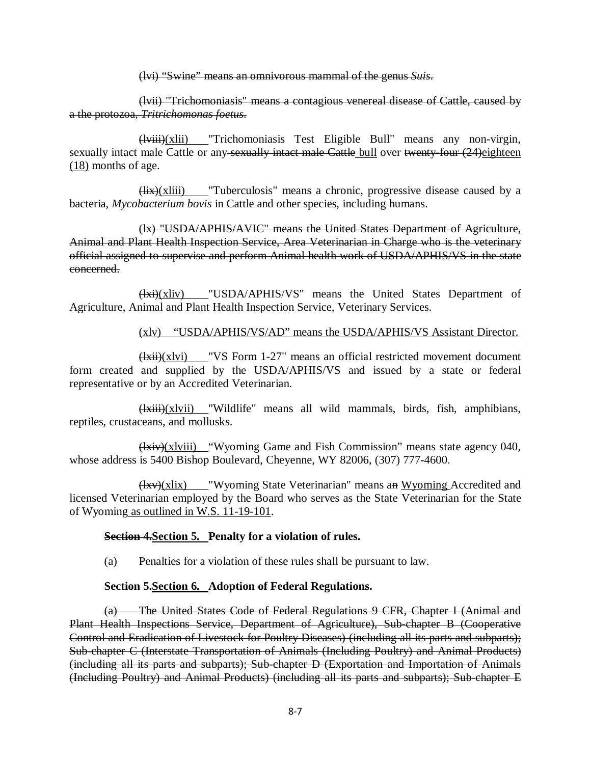~~(lvi) “Swine” means an omnivorous mammal of the genus *Suis*.~~

~~(lvii) "Trichomoniasis" means a contagious venereal disease of Cattle, caused by a the protozoa, *Tritrichomonas foetus*.~~

~~(lviii)~~<u>(xlii)</u> "Trichomoniasis Test Eligible Bull" means any non-virgin, sexually intact male Cattle or any ~~sexually intact male Cattle~~ <u>bull</u> over ~~twenty-four (24)~~<u>eighteen (18)</u> months of age.

~~(lix)~~<u>(xliii)</u> "Tuberculosis" means a chronic, progressive disease caused by a bacteria, *Mycobacterium bovis* in Cattle and other species, including humans.

~~(lx) "USDA/APHIS/AVIC" means the United States Department of Agriculture, Animal and Plant Health Inspection Service, Area Veterinarian in Charge who is the veterinary official assigned to supervise and perform Animal health work of USDA/APHIS/VS in the state concerned.~~

~~(lxi)~~<u>(xliv)</u> "USDA/APHIS/VS" means the United States Department of Agriculture, Animal and Plant Health Inspection Service, Veterinary Services.

<u>(xlv) “USDA/APHIS/VS/AD” means the USDA/APHIS/VS Assistant Director.</u>

~~(lxii)~~<u>(xlvi)</u> "VS Form 1-27" means an official restricted movement document form created and supplied by the USDA/APHIS/VS and issued by a state or federal representative or by an Accredited Veterinarian.

~~(lxiii)~~<u>(xlvii)</u> "Wildlife" means all wild mammals, birds, fish, amphibians, reptiles, crustaceans, and mollusks.

~~(lxiv)~~<u>(xlviii)</u> “Wyoming Game and Fish Commission” means state agency 040, whose address is 5400 Bishop Boulevard, Cheyenne, WY 82006, (307) 777-4600.

~~(lxv)~~<u>(xlix)</u> "Wyoming State Veterinarian" means a~~n~~ <u>Wyoming</u> Accredited and licensed Veterinarian employed by the Board who serves as the State Veterinarian for the State of Wyoming <u>as outlined in W.S. 11-19-101</u>.

**~~Section 4.~~<u>Section 5.</u> Penalty for a violation of rules.**

(a) Penalties for a violation of these rules shall be pursuant to law.

**~~Section 5.~~<u>Section 6.</u> Adoption of Federal Regulations.**

~~(a) The United States Code of Federal Regulations 9 CFR, Chapter I (Animal and Plant Health Inspections Service, Department of Agriculture), Sub-chapter B (Cooperative Control and Eradication of Livestock for Poultry Diseases) (including all its parts and subparts); Sub-chapter C (Interstate Transportation of Animals (Including Poultry) and Animal Products) (including all its parts and subparts); Sub-chapter D (Exportation and Importation of Animals (Including Poultry) and Animal Products) (including all its parts and subparts); Sub-chapter E~~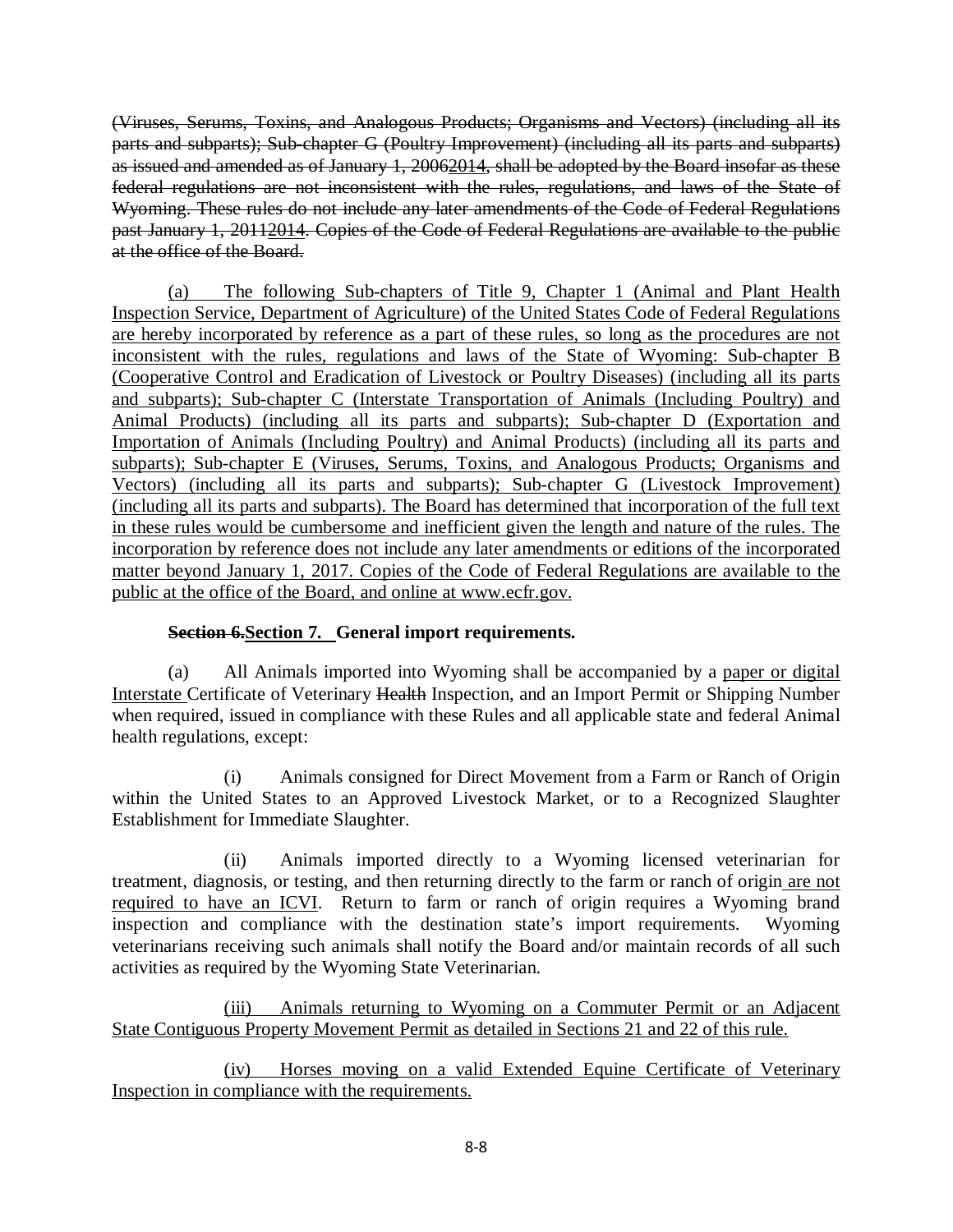~~(Viruses, Serums, Toxins, and Analogous Products; Organisms and Vectors) (including all its parts and subparts); Sub-chapter G (Poultry Improvement) (including all its parts and subparts) as issued and amended as of January 1, 2006~~<u>2014</u>~~, shall be adopted by the Board insofar as these federal regulations are not inconsistent with the rules, regulations, and laws of the State of Wyoming. These rules do not include any later amendments of the Code of Federal Regulations past January 1, 2011~~<u>2014</u>~~. Copies of the Code of Federal Regulations are available to the public at the office of the Board.~~

<u>(a) The following Sub-chapters of Title 9, Chapter 1 (Animal and Plant Health Inspection Service, Department of Agriculture) of the United States Code of Federal Regulations are hereby incorporated by reference as a part of these rules, so long as the procedures are not inconsistent with the rules, regulations and laws of the State of Wyoming: Sub-chapter B (Cooperative Control and Eradication of Livestock or Poultry Diseases) (including all its parts and subparts); Sub-chapter C (Interstate Transportation of Animals (Including Poultry) and Animal Products) (including all its parts and subparts); Sub-chapter D (Exportation and Importation of Animals (Including Poultry) and Animal Products) (including all its parts and subparts); Sub-chapter E (Viruses, Serums, Toxins, and Analogous Products; Organisms and Vectors) (including all its parts and subparts); Sub-chapter G (Livestock Improvement) (including all its parts and subparts). The Board has determined that incorporation of the full text in these rules would be cumbersome and inefficient given the length and nature of the rules. The incorporation by reference does not include any later amendments or editions of the incorporated matter beyond January 1, 2017. Copies of the Code of Federal Regulations are available to the public at the office of the Board, and online at www.ecfr.gov.</u>

**~~Section 6.~~<u>Section 7.</u> General import requirements.**

(a) All Animals imported into Wyoming shall be accompanied by a <u>paper or digital Interstate</u> Certificate of Veterinary ~~Health~~ Inspection, and an Import Permit or Shipping Number when required, issued in compliance with these Rules and all applicable state and federal Animal health regulations, except:

(i) Animals consigned for Direct Movement from a Farm or Ranch of Origin within the United States to an Approved Livestock Market, or to a Recognized Slaughter Establishment for Immediate Slaughter.

(ii) Animals imported directly to a Wyoming licensed veterinarian for treatment, diagnosis, or testing, and then returning directly to the farm or ranch of origin <u>are not required to have an ICVI</u>. Return to farm or ranch of origin requires a Wyoming brand inspection and compliance with the destination state's import requirements. Wyoming veterinarians receiving such animals shall notify the Board and/or maintain records of all such activities as required by the Wyoming State Veterinarian.

<u>(iii) Animals returning to Wyoming on a Commuter Permit or an Adjacent State Contiguous Property Movement Permit as detailed in Sections 21 and 22 of this rule.</u>

<u>(iv) Horses moving on a valid Extended Equine Certificate of Veterinary Inspection in compliance with the requirements.</u>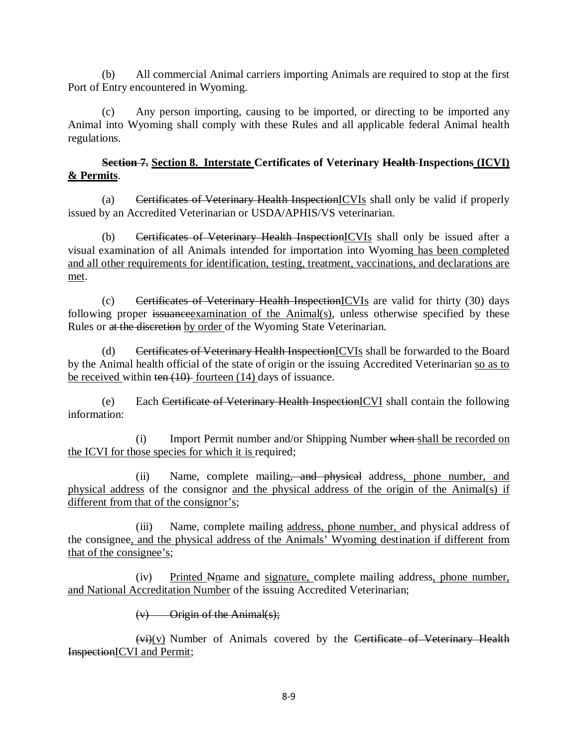(b) All commercial Animal carriers importing Animals are required to stop at the first Port of Entry encountered in Wyoming.

(c) Any person importing, causing to be imported, or directing to be imported any Animal into Wyoming shall comply with these Rules and all applicable federal Animal health regulations.

**~~Section 7.~~ <u>Section 8. Interstate</u> Certificates of Veterinary ~~Health~~ Inspections <u>(ICVI) & Permits</u>.**

(a) ~~Certificates of Veterinary Health Inspection~~<u>ICVIs</u> shall only be valid if properly issued by an Accredited Veterinarian or USDA/APHIS/VS veterinarian.

(b) ~~Certificates of Veterinary Health Inspection~~<u>ICVIs</u> shall only be issued after a visual examination of all Animals intended for importation into Wyoming<u> has been completed and all other requirements for identification, testing, treatment, vaccinations, and declarations are met</u>.

(c) ~~Certificates of Veterinary Health Inspection~~<u>ICVIs</u> are valid for thirty (30) days following proper ~~issuance~~<u>examination of the Animal(s)</u>, unless otherwise specified by these Rules or ~~at the discretion~~ <u>by order</u> of the Wyoming State Veterinarian.

(d) ~~Certificates of Veterinary Health Inspection~~<u>ICVIs</u> shall be forwarded to the Board by the Animal health official of the state of origin or the issuing Accredited Veterinarian <u>so as to be received</u> within ~~ten (10)~~ <u>fourteen (14)</u> days of issuance.

(e) Each ~~Certificate of Veterinary Health Inspection~~<u>ICVI</u> shall contain the following information:

(i) Import Permit number and/or Shipping Number ~~when~~ <u>shall be recorded on the ICVI for those species for which it is</u> required;

(ii) Name, complete mailing~~, and physical~~ address<u>, phone number, and physical address</u> of the consignor <u>and the physical address of the origin of the Animal(s) if different from that of the consignor's</u>;

(iii) Name, complete mailing <u>address, phone number,</u> and physical address of the consignee<u>, and the physical address of the Animals' Wyoming destination if different from that of the consignee's</u>;

(iv) <u>Printed</u> ~~N~~<u>n</u>ame and <u>signature,</u> complete mailing address<u>, phone number, and National Accreditation Number</u> of the issuing Accredited Veterinarian;

~~(v) Origin of the Animal(s);~~

~~(vi)~~<u>(v)</u> Number of Animals covered by the ~~Certificate of Veterinary Health Inspection~~<u>ICVI and Permit</u>;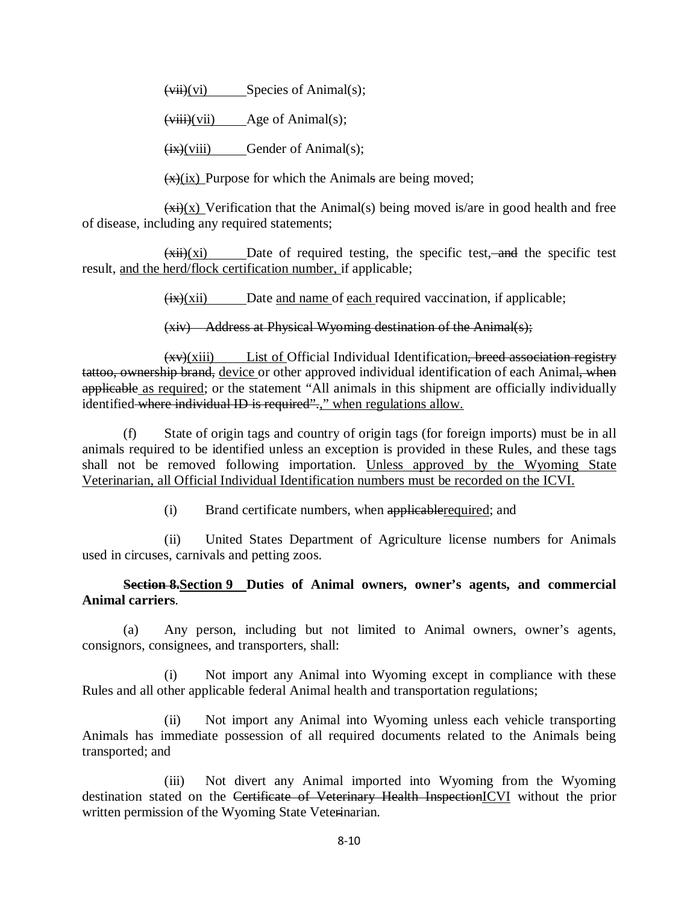~~(vii)~~<u>(vi)</u> Species of Animal(s);

~~(viii)~~<u>(vii)</u> Age of Animal(s);

~~(ix)~~<u>(viii)</u> Gender of Animal(s);

~~(x)~~<u>(ix)</u> Purpose for which the Animal~~s~~ are being moved;

~~(xi)~~<u>(x)</u> Verification that the Animal(s) being moved is/are in good health and free of disease, including any required statements;

~~(xii)~~<u>(xi)</u> Date of required testing, the specific test, ~~and~~ the specific test result, <u>and the herd/flock certification number,</u> if applicable;

~~(ix)~~<u>(xii)</u> Date <u>and name</u> of <u>each</u> required vaccination, if applicable;

~~(xiv) Address at Physical Wyoming destination of the Animal(s);~~

~~(xv)~~<u>(xiii)</u> <u>List of</u> Official Individual Identification~~, breed association registry tattoo, ownership brand,~~ <u>device</u> or other approved individual identification of each Animal~~, when applicable~~ <u>as required</u>; or the statement "All animals in this shipment are officially individually identified ~~where individual ID is required".~~<u>," when regulations allow.</u>

(f) State of origin tags and country of origin tags (for foreign imports) must be in all animals required to be identified unless an exception is provided in these Rules, and these tags shall not be removed following importation. <u>Unless approved by the Wyoming State Veterinarian, all Official Individual Identification numbers must be recorded on the ICVI.</u>

(i) Brand certificate numbers, when ~~applicable~~<u>required</u>; and

(ii) United States Department of Agriculture license numbers for Animals used in circuses, carnivals and petting zoos.

**~~Section 8.~~<u>Section 9</u> Duties of Animal owners, owner's agents, and commercial Animal carriers**.

(a) Any person, including but not limited to Animal owners, owner's agents, consignors, consignees, and transporters, shall:

(i) Not import any Animal into Wyoming except in compliance with these Rules and all other applicable federal Animal health and transportation regulations;

(ii) Not import any Animal into Wyoming unless each vehicle transporting Animals has immediate possession of all required documents related to the Animals being transported; and

(iii) Not divert any Animal imported into Wyoming from the Wyoming destination stated on the ~~Certificate of Veterinary Health Inspection~~<u>ICVI</u> without the prior written permission of the Wyoming State Veterinarian.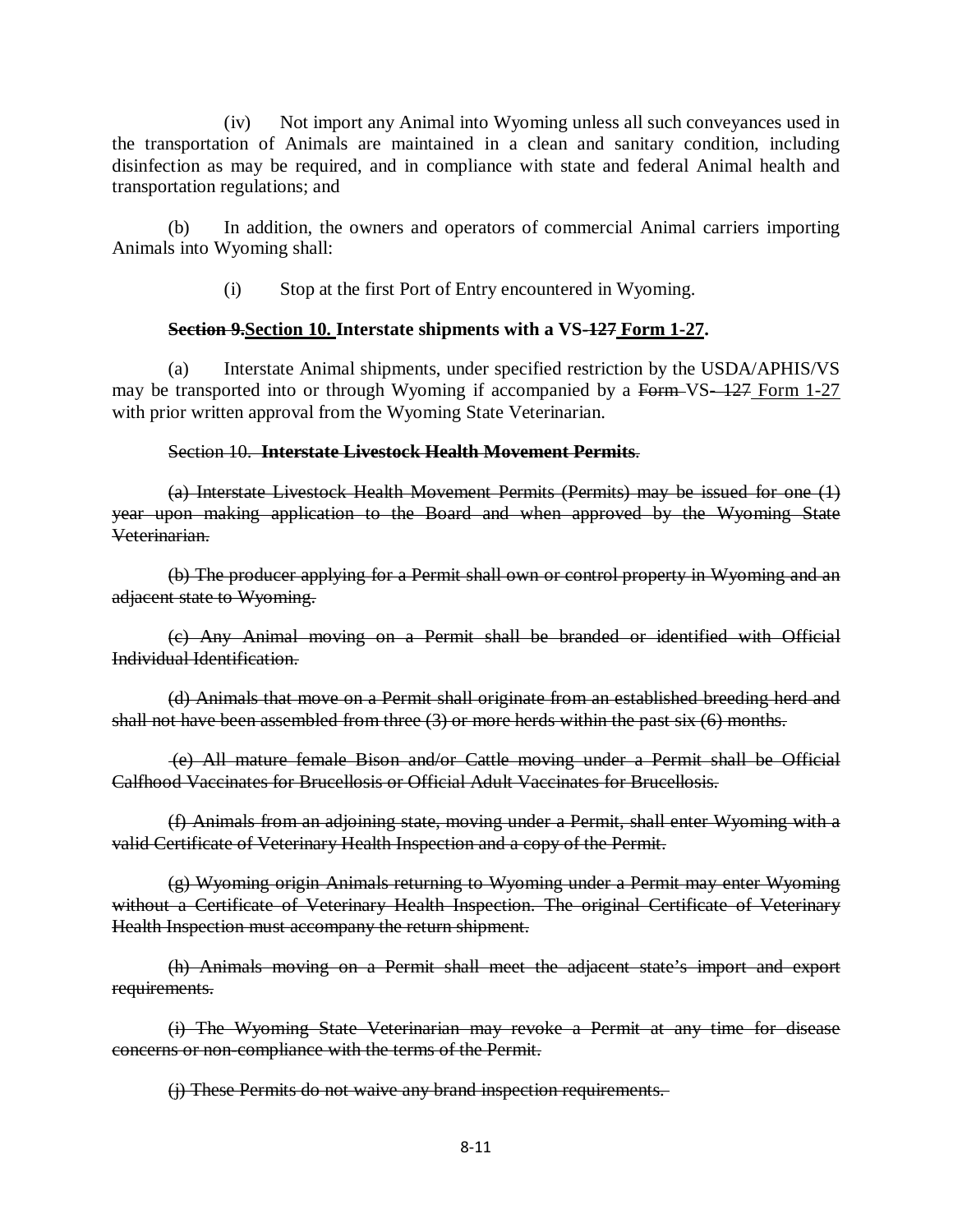(iv) Not import any Animal into Wyoming unless all such conveyances used in the transportation of Animals are maintained in a clean and sanitary condition, including disinfection as may be required, and in compliance with state and federal Animal health and transportation regulations; and

(b) In addition, the owners and operators of commercial Animal carriers importing Animals into Wyoming shall:

(i) Stop at the first Port of Entry encountered in Wyoming.

**~~Section 9.~~<u>Section 10.</u> Interstate shipments with a VS-~~127~~ <u>Form 1-27</u>.**

(a) Interstate Animal shipments, under specified restriction by the USDA/APHIS/VS may be transported into or through Wyoming if accompanied by a ~~Form~~ VS-~~127~~ <u>Form 1-27</u> with prior written approval from the Wyoming State Veterinarian.

~~Section 10. **Interstate Livestock Health Movement Permits**.~~

~~(a) Interstate Livestock Health Movement Permits (Permits) may be issued for one (1) year upon making application to the Board and when approved by the Wyoming State Veterinarian.~~

~~(b) The producer applying for a Permit shall own or control property in Wyoming and an adjacent state to Wyoming.~~

~~(c) Any Animal moving on a Permit shall be branded or identified with Official Individual Identification.~~

~~(d) Animals that move on a Permit shall originate from an established breeding herd and shall not have been assembled from three (3) or more herds within the past six (6) months.~~

~~(e) All mature female Bison and/or Cattle moving under a Permit shall be Official Calfhood Vaccinates for Brucellosis or Official Adult Vaccinates for Brucellosis.~~

~~(f) Animals from an adjoining state, moving under a Permit, shall enter Wyoming with a valid Certificate of Veterinary Health Inspection and a copy of the Permit.~~

~~(g) Wyoming origin Animals returning to Wyoming under a Permit may enter Wyoming without a Certificate of Veterinary Health Inspection. The original Certificate of Veterinary Health Inspection must accompany the return shipment.~~

~~(h) Animals moving on a Permit shall meet the adjacent state's import and export requirements.~~

~~(i) The Wyoming State Veterinarian may revoke a Permit at any time for disease concerns or non-compliance with the terms of the Permit.~~

~~(j) These Permits do not waive any brand inspection requirements.~~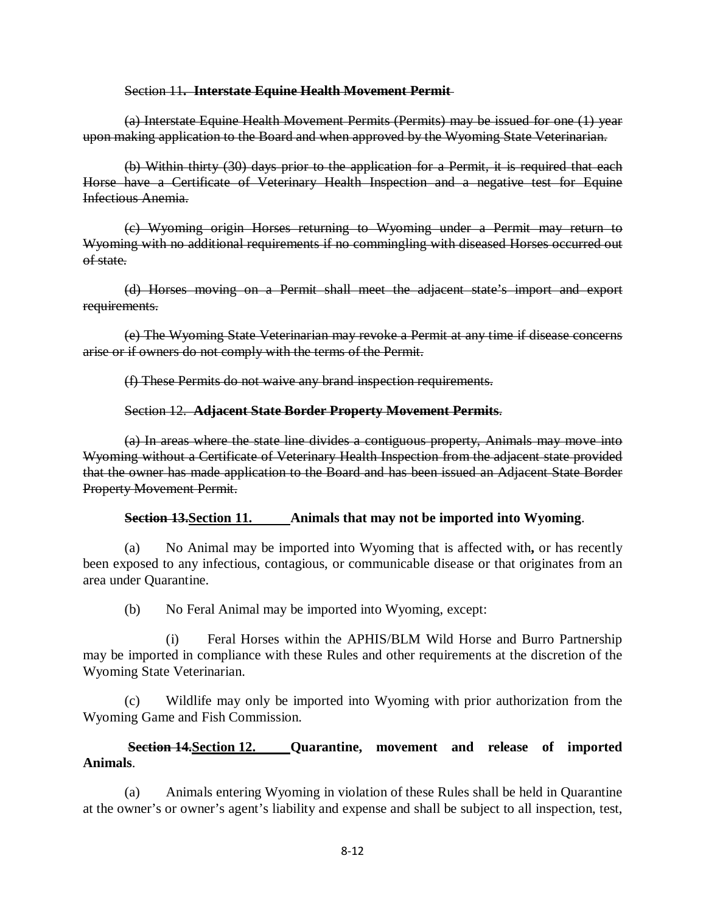~~Section 11. **Interstate Equine Health Movement Permit**~~

~~(a) Interstate Equine Health Movement Permits (Permits) may be issued for one (1) year upon making application to the Board and when approved by the Wyoming State Veterinarian.~~

~~(b) Within thirty (30) days prior to the application for a Permit, it is required that each Horse have a Certificate of Veterinary Health Inspection and a negative test for Equine Infectious Anemia.~~

~~(c) Wyoming origin Horses returning to Wyoming under a Permit may return to Wyoming with no additional requirements if no commingling with diseased Horses occurred out of state.~~

~~(d) Horses moving on a Permit shall meet the adjacent state's import and export requirements.~~

~~(e) The Wyoming State Veterinarian may revoke a Permit at any time if disease concerns arise or if owners do not comply with the terms of the Permit.~~

~~(f) These Permits do not waive any brand inspection requirements.~~

~~Section 12. **Adjacent State Border Property Movement Permits**.~~

~~(a) In areas where the state line divides a contiguous property, Animals may move into Wyoming without a Certificate of Veterinary Health Inspection from the adjacent state provided that the owner has made application to the Board and has been issued an Adjacent State Border Property Movement Permit.~~

**~~Section 13.~~Section 11. Animals that may not be imported into Wyoming**.

(a) No Animal may be imported into Wyoming that is affected with**,** or has recently been exposed to any infectious, contagious, or communicable disease or that originates from an area under Quarantine.

(b) No Feral Animal may be imported into Wyoming, except:

(i) Feral Horses within the APHIS/BLM Wild Horse and Burro Partnership may be imported in compliance with these Rules and other requirements at the discretion of the Wyoming State Veterinarian.

(c) Wildlife may only be imported into Wyoming with prior authorization from the Wyoming Game and Fish Commission.

**~~Section 14.~~Section 12. Quarantine, movement and release of imported Animals**.

(a) Animals entering Wyoming in violation of these Rules shall be held in Quarantine at the owner's or owner's agent's liability and expense and shall be subject to all inspection, test,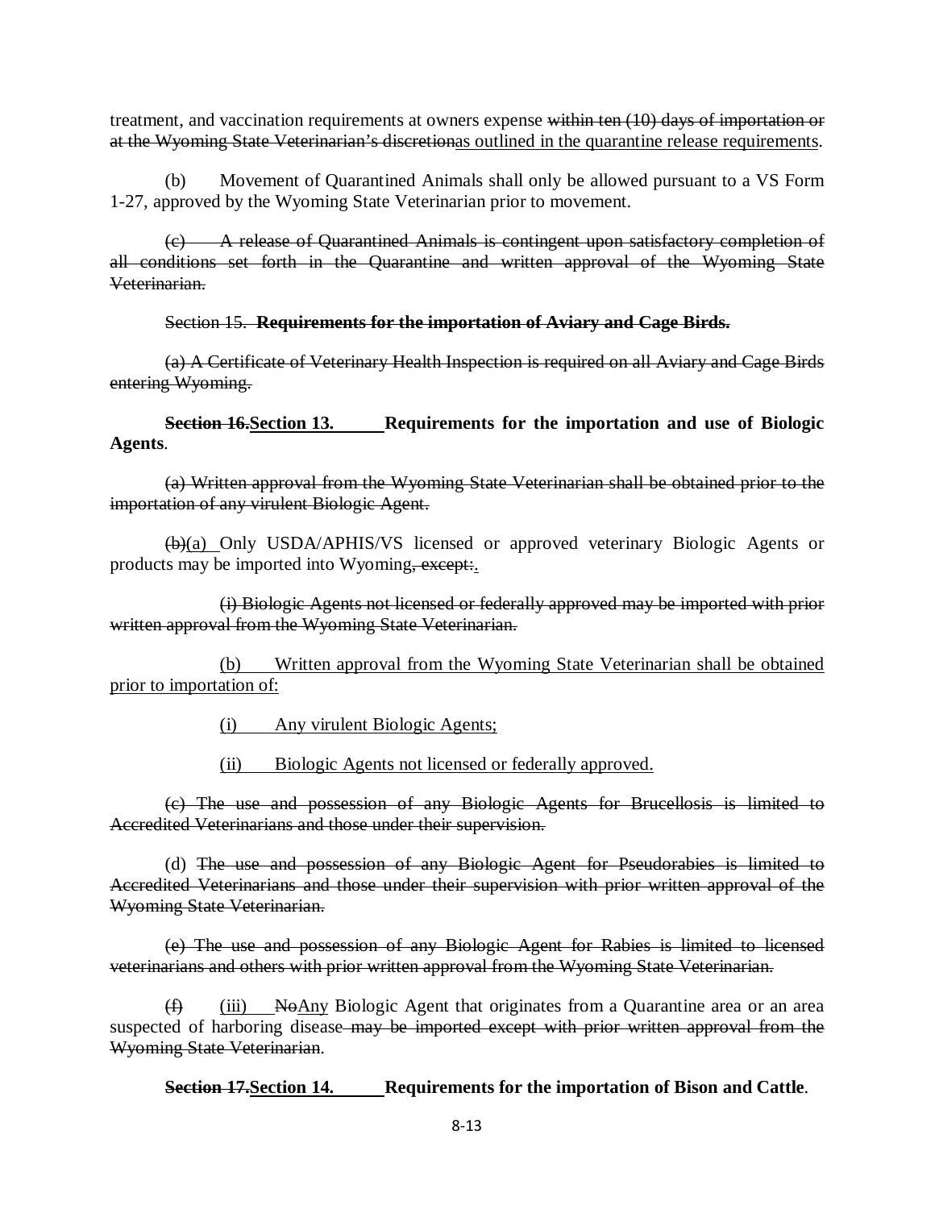treatment, and vaccination requirements at owners expense ~~within ten (10) days of importation or at the Wyoming State Veterinarian's discretion~~<u>as outlined in the quarantine release requirements</u>.

(b) Movement of Quarantined Animals shall only be allowed pursuant to a VS Form 1-27, approved by the Wyoming State Veterinarian prior to movement.

~~(c) A release of Quarantined Animals is contingent upon satisfactory completion of all conditions set forth in the Quarantine and written approval of the Wyoming State Veterinarian.~~

~~Section 15. **Requirements for the importation of Aviary and Cage Birds.**~~

~~(a) A Certificate of Veterinary Health Inspection is required on all Aviary and Cage Birds entering Wyoming.~~

**~~Section 16.~~<u>Section 13.</u> Requirements for the importation and use of Biologic Agents**.

~~(a) Written approval from the Wyoming State Veterinarian shall be obtained prior to the importation of any virulent Biologic Agent.~~

~~(b)~~<u>(a)</u> Only USDA/APHIS/VS licensed or approved veterinary Biologic Agents or products may be imported into Wyoming~~, except:~~<u>.</u>

~~(i) Biologic Agents not licensed or federally approved may be imported with prior written approval from the Wyoming State Veterinarian.~~

<u>(b) Written approval from the Wyoming State Veterinarian shall be obtained prior to importation of:</u>

<u>(i) Any virulent Biologic Agents;</u>

<u>(ii) Biologic Agents not licensed or federally approved.</u>

~~(c) The use and possession of any Biologic Agents for Brucellosis is limited to Accredited Veterinarians and those under their supervision.~~

(d) ~~The use and possession of any Biologic Agent for Pseudorabies is limited to Accredited Veterinarians and those under their supervision with prior written approval of the Wyoming State Veterinarian.~~

~~(e) The use and possession of any Biologic Agent for Rabies is limited to licensed veterinarians and others with prior written approval from the Wyoming State Veterinarian.~~

~~(f)~~ <u>(iii)</u> ~~No~~<u>Any</u> Biologic Agent that originates from a Quarantine area or an area suspected of harboring disease~~ may be imported except with prior written approval from the Wyoming State Veterinarian~~.

**~~Section 17.~~<u>Section 14.</u> Requirements for the importation of Bison and Cattle**.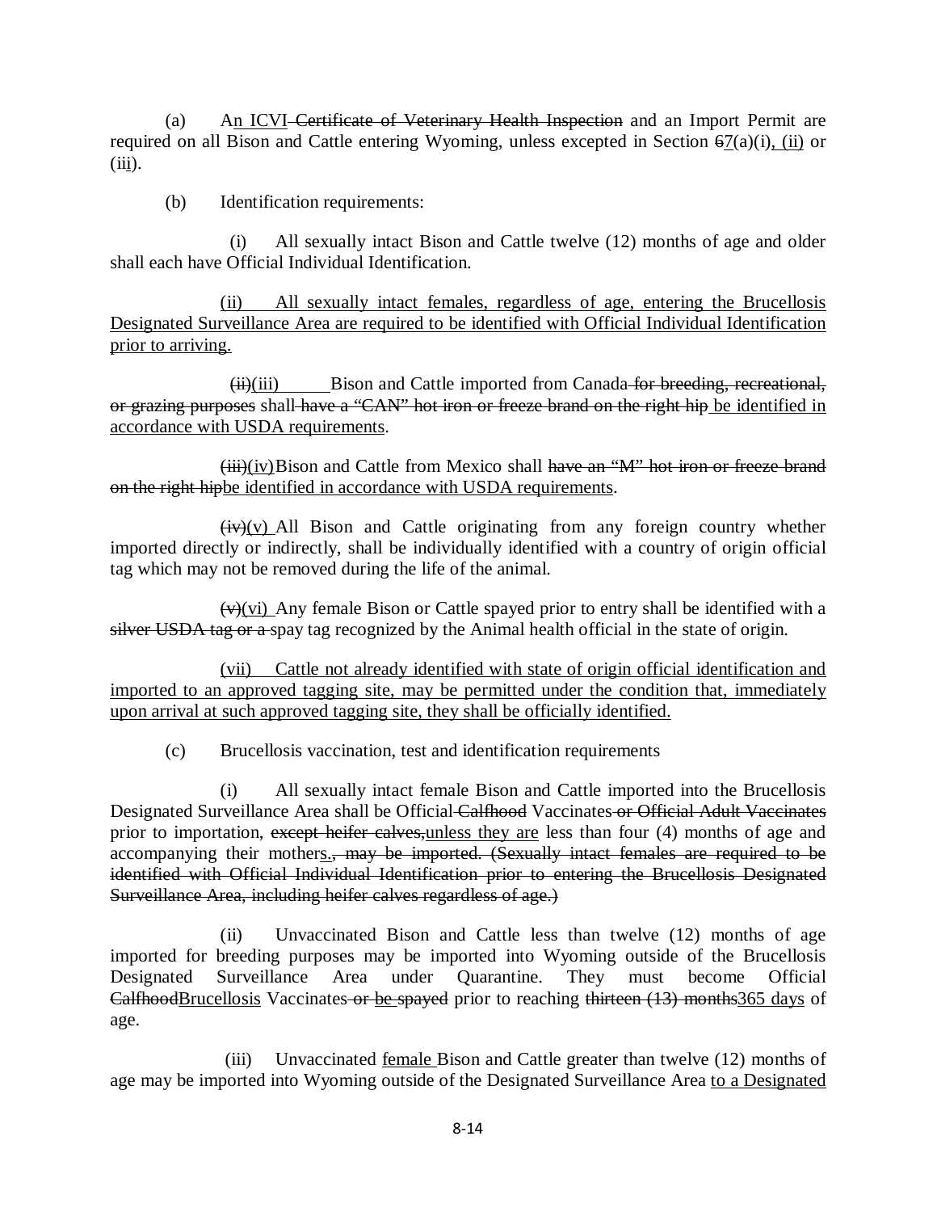(a) An ICVI Certificate of Veterinary Health Inspection and an Import Permit are required on all Bison and Cattle entering Wyoming, unless excepted in Section 67(a)(i), (ii) or (iii).

(b) Identification requirements:

(i) All sexually intact Bison and Cattle twelve (12) months of age and older shall each have Official Individual Identification.

(ii) All sexually intact females, regardless of age, entering the Brucellosis Designated Surveillance Area are required to be identified with Official Individual Identification prior to arriving.

(ii)(iii) Bison and Cattle imported from Canada for breeding, recreational, or grazing purposes shall have a "CAN" hot iron or freeze brand on the right hip be identified in accordance with USDA requirements.

(iii)(iv) Bison and Cattle from Mexico shall have an "M" hot iron or freeze brand on the right hipbe identified in accordance with USDA requirements.

(iv)(v) All Bison and Cattle originating from any foreign country whether imported directly or indirectly, shall be individually identified with a country of origin official tag which may not be removed during the life of the animal.

(v)(vi) Any female Bison or Cattle spayed prior to entry shall be identified with a silver USDA tag or a spay tag recognized by the Animal health official in the state of origin.

(vii) Cattle not already identified with state of origin official identification and imported to an approved tagging site, may be permitted under the condition that, immediately upon arrival at such approved tagging site, they shall be officially identified.

(c) Brucellosis vaccination, test and identification requirements

(i) All sexually intact female Bison and Cattle imported into the Brucellosis Designated Surveillance Area shall be Official Calfhood Vaccinates or Official Adult Vaccinates prior to importation, except heifer calves,unless they are less than four (4) months of age and accompanying their mothers., may be imported. (Sexually intact females are required to be identified with Official Individual Identification prior to entering the Brucellosis Designated Surveillance Area, including heifer calves regardless of age.)

(ii) Unvaccinated Bison and Cattle less than twelve (12) months of age imported for breeding purposes may be imported into Wyoming outside of the Brucellosis Designated Surveillance Area under Quarantine. They must become Official CalfhoodBrucellosis Vaccinates or be spayed prior to reaching thirteen (13) months365 days of age.

(iii) Unvaccinated female Bison and Cattle greater than twelve (12) months of age may be imported into Wyoming outside of the Designated Surveillance Area to a Designated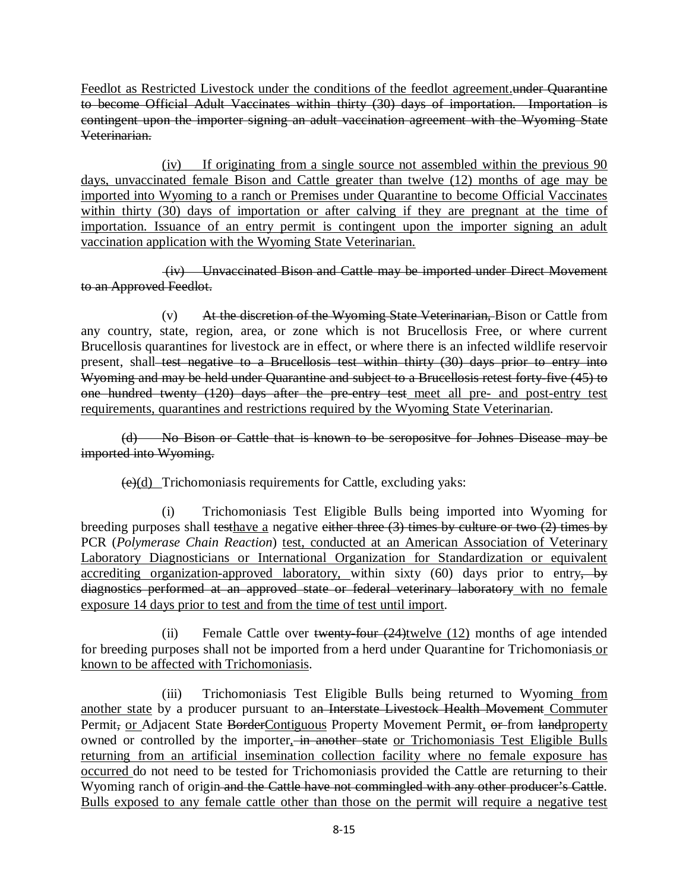Feedlot as Restricted Livestock under the conditions of the feedlot agreement.~~under Quarantine to become Official Adult Vaccinates within thirty (30) days of importation. Importation is contingent upon the importer signing an adult vaccination agreement with the Wyoming State Veterinarian.~~

(iv) If originating from a single source not assembled within the previous 90 days, unvaccinated female Bison and Cattle greater than twelve (12) months of age may be imported into Wyoming to a ranch or Premises under Quarantine to become Official Vaccinates within thirty (30) days of importation or after calving if they are pregnant at the time of importation. Issuance of an entry permit is contingent upon the importer signing an adult vaccination application with the Wyoming State Veterinarian.

~~(iv) Unvaccinated Bison and Cattle may be imported under Direct Movement to an Approved Feedlot.~~

(v) ~~At the discretion of the Wyoming State Veterinarian,~~ Bison or Cattle from any country, state, region, area, or zone which is not Brucellosis Free, or where current Brucellosis quarantines for livestock are in effect, or where there is an infected wildlife reservoir present, shall~~ test negative to a Brucellosis test within thirty (30) days prior to entry into Wyoming and may be held under Quarantine and subject to a Brucellosis retest forty-five (45) to one hundred twenty (120) days after the pre-entry test~~ meet all pre- and post-entry test requirements, quarantines and restrictions required by the Wyoming State Veterinarian.

~~(d) No Bison or Cattle that is known to be seropositve for Johnes Disease may be imported into Wyoming.~~

~~(e)~~(d) Trichomoniasis requirements for Cattle, excluding yaks:

(i) Trichomoniasis Test Eligible Bulls being imported into Wyoming for breeding purposes shall ~~test~~have a negative ~~either three (3) times by culture or two (2) times by~~ PCR (*Polymerase Chain Reaction*) test, conducted at an American Association of Veterinary Laboratory Diagnosticians or International Organization for Standardization or equivalent accrediting organization-approved laboratory, within sixty (60) days prior to entry~~, by diagnostics performed at an approved state or federal veterinary laboratory~~ with no female exposure 14 days prior to test and from the time of test until import.

(ii) Female Cattle over ~~twenty-four (24)~~twelve (12) months of age intended for breeding purposes shall not be imported from a herd under Quarantine for Trichomoniasis or known to be affected with Trichomoniasis.

(iii) Trichomoniasis Test Eligible Bulls being returned to Wyoming from another state by a producer pursuant to a~~n Interstate Livestock Health Movement~~ Commuter Permit~~,~~ or Adjacent State ~~Border~~Contiguous Property Movement Permit, ~~or~~ from ~~land~~property owned or controlled by the importer~~, in another state~~ or Trichomoniasis Test Eligible Bulls returning from an artificial insemination collection facility where no female exposure has occurred do not need to be tested for Trichomoniasis provided the Cattle are returning to their Wyoming ranch of origin~~ and the Cattle have not commingled with any other producer's Cattle~~. Bulls exposed to any female cattle other than those on the permit will require a negative test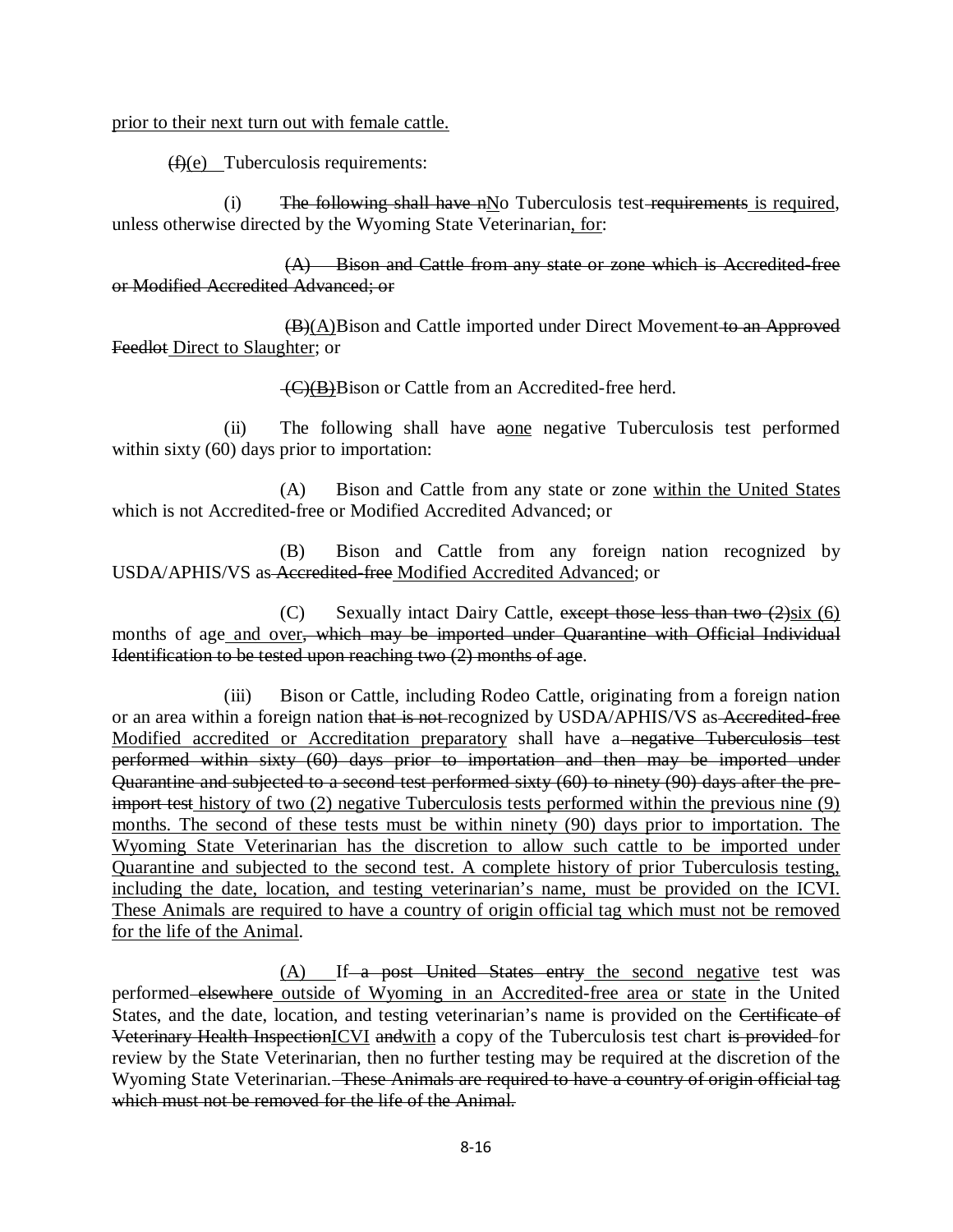prior to their next turn out with female cattle.

~~(f)~~(e) Tuberculosis requirements:

(i) ~~The following shall have n~~No Tuberculosis test ~~requirements~~ is required, unless otherwise directed by the Wyoming State Veterinarian, for:

~~(A) Bison and Cattle from any state or zone which is Accredited-free or Modified Accredited Advanced; or~~

~~(B)~~(A) Bison and Cattle imported under Direct Movement ~~to an Approved Feedlot~~ Direct to Slaughter; or

~~(C)~~(B) Bison or Cattle from an Accredited-free herd.

(ii) The following shall have ~~a~~one negative Tuberculosis test performed within sixty (60) days prior to importation:

(A) Bison and Cattle from any state or zone within the United States which is not Accredited-free or Modified Accredited Advanced; or

(B) Bison and Cattle from any foreign nation recognized by USDA/APHIS/VS as ~~Accredited-free~~ Modified Accredited Advanced; or

(C) Sexually intact Dairy Cattle, ~~except those less than two (2)~~six (6) months of age and over~~, which may be imported under Quarantine with Official Individual Identification to be tested upon reaching two (2) months of age~~.

(iii) Bison or Cattle, including Rodeo Cattle, originating from a foreign nation or an area within a foreign nation ~~that is not~~ recognized by USDA/APHIS/VS as ~~Accredited-free~~ Modified accredited or Accreditation preparatory shall have a ~~negative Tuberculosis test performed within sixty (60) days prior to importation and then may be imported under Quarantine and subjected to a second test performed sixty (60) to ninety (90) days after the pre-import test~~ history of two (2) negative Tuberculosis tests performed within the previous nine (9) months. The second of these tests must be within ninety (90) days prior to importation. The Wyoming State Veterinarian has the discretion to allow such cattle to be imported under Quarantine and subjected to the second test. A complete history of prior Tuberculosis testing, including the date, location, and testing veterinarian's name, must be provided on the ICVI. These Animals are required to have a country of origin official tag which must not be removed for the life of the Animal.

(A) If ~~a post United States entry~~ the second negative test was performed ~~elsewhere~~ outside of Wyoming in an Accredited-free area or state in the United States, and the date, location, and testing veterinarian's name is provided on the ~~Certificate of Veterinary Health Inspection~~ICVI ~~and~~with a copy of the Tuberculosis test chart ~~is provided~~ for review by the State Veterinarian, then no further testing may be required at the discretion of the Wyoming State Veterinarian. ~~These Animals are required to have a country of origin official tag which must not be removed for the life of the Animal.~~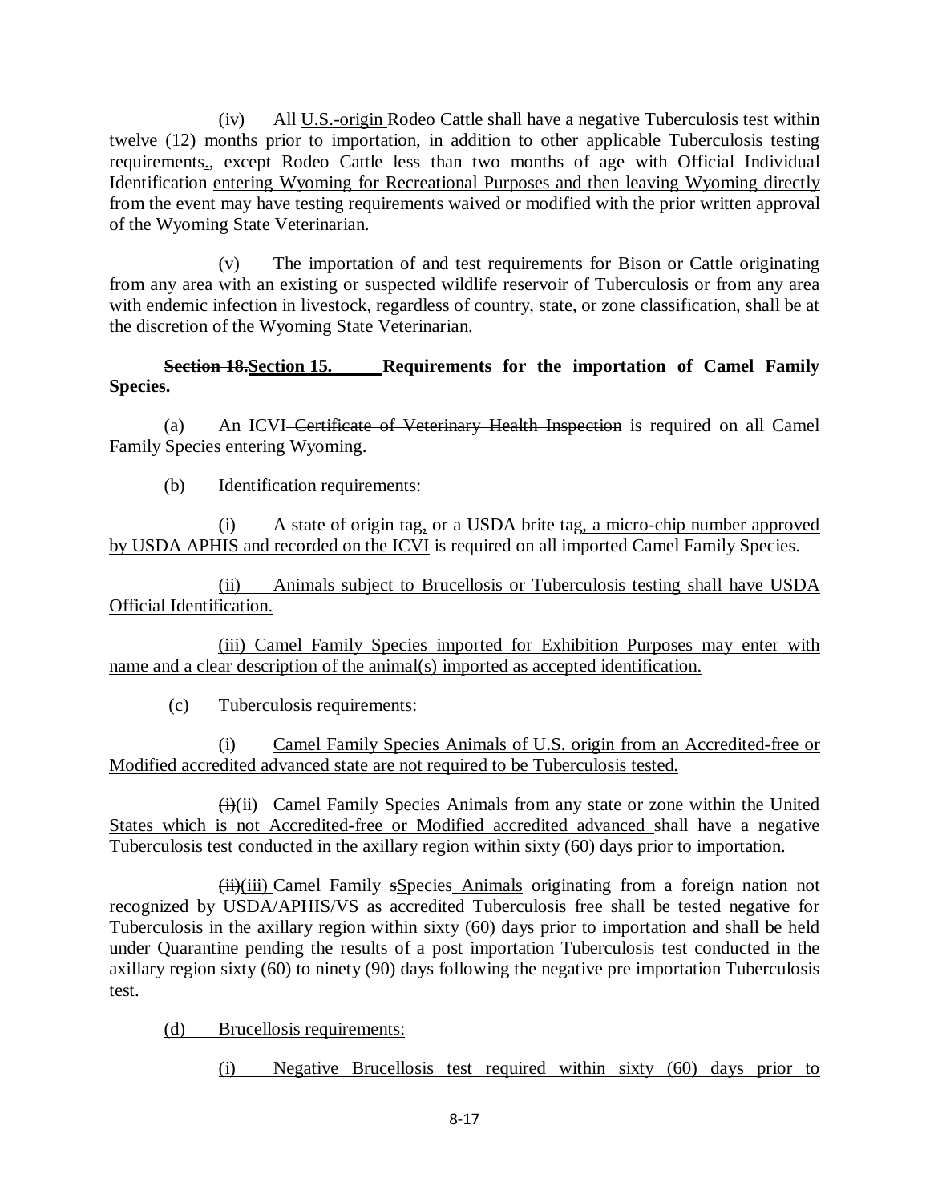(iv) All U.S.-origin Rodeo Cattle shall have a negative Tuberculosis test within twelve (12) months prior to importation, in addition to other applicable Tuberculosis testing requirements., except Rodeo Cattle less than two months of age with Official Individual Identification entering Wyoming for Recreational Purposes and then leaving Wyoming directly from the event may have testing requirements waived or modified with the prior written approval of the Wyoming State Veterinarian.

(v) The importation of and test requirements for Bison or Cattle originating from any area with an existing or suspected wildlife reservoir of Tuberculosis or from any area with endemic infection in livestock, regardless of country, state, or zone classification, shall be at the discretion of the Wyoming State Veterinarian.

**Section 18.Section 15. Requirements for the importation of Camel Family Species.**

(a) An ICVI Certificate of Veterinary Health Inspection is required on all Camel Family Species entering Wyoming.

(b) Identification requirements:

(i) A state of origin tag, or a USDA brite tag, a micro-chip number approved by USDA APHIS and recorded on the ICVI is required on all imported Camel Family Species.

(ii) Animals subject to Brucellosis or Tuberculosis testing shall have USDA Official Identification.

(iii) Camel Family Species imported for Exhibition Purposes may enter with name and a clear description of the animal(s) imported as accepted identification.

(c) Tuberculosis requirements:

(i) Camel Family Species Animals of U.S. origin from an Accredited-free or Modified accredited advanced state are not required to be Tuberculosis tested.

(i)(ii) Camel Family Species Animals from any state or zone within the United States which is not Accredited-free or Modified accredited advanced shall have a negative Tuberculosis test conducted in the axillary region within sixty (60) days prior to importation.

(ii)(iii) Camel Family sSpecies Animals originating from a foreign nation not recognized by USDA/APHIS/VS as accredited Tuberculosis free shall be tested negative for Tuberculosis in the axillary region within sixty (60) days prior to importation and shall be held under Quarantine pending the results of a post importation Tuberculosis test conducted in the axillary region sixty (60) to ninety (90) days following the negative pre importation Tuberculosis test.

(d) Brucellosis requirements:

(i) Negative Brucellosis test required within sixty (60) days prior to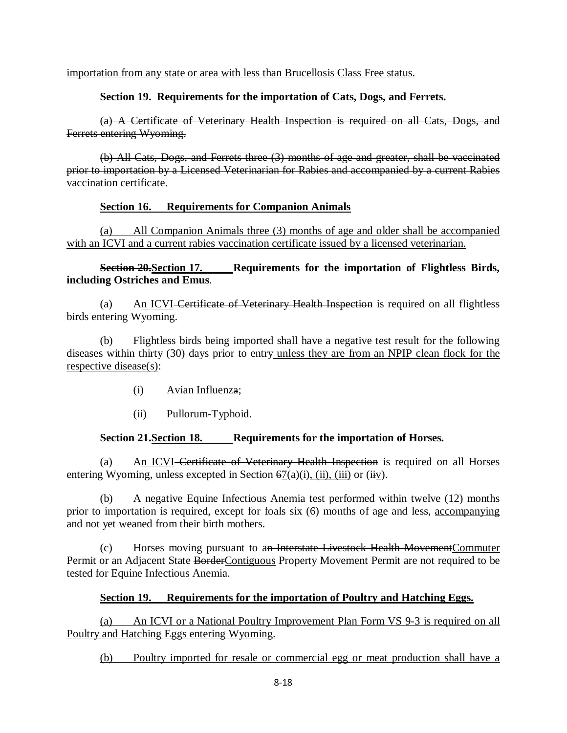importation from any state or area with less than Brucellosis Class Free status.

~~**Section 19. Requirements for the importation of Cats, Dogs, and Ferrets.**~~

~~(a) A Certificate of Veterinary Health Inspection is required on all Cats, Dogs, and Ferrets entering Wyoming.~~

~~(b) All Cats, Dogs, and Ferrets three (3) months of age and greater, shall be vaccinated prior to importation by a Licensed Veterinarian for Rabies and accompanied by a current Rabies vaccination certificate.~~

**Section 16. Requirements for Companion Animals**

(a) All Companion Animals three (3) months of age and older shall be accompanied with an ICVI and a current rabies vaccination certificate issued by a licensed veterinarian.

**~~Section 20.~~Section 17. Requirements for the importation of Flightless Birds, including Ostriches and Emus**.

(a) An ICVI ~~Certificate of Veterinary Health Inspection~~ is required on all flightless birds entering Wyoming.

(b) Flightless birds being imported shall have a negative test result for the following diseases within thirty (30) days prior to entry unless they are from an NPIP clean flock for the respective disease(s):

- (i) Avian Influenza~~.~~;
- (ii) Pullorum-Typhoid.

**~~Section 21.~~Section 18. Requirements for the importation of Horses.**

(a) An ICVI ~~Certificate of Veterinary Health Inspection~~ is required on all Horses entering Wyoming, unless excepted in Section ~~6~~7(a)(i), (ii), (iii) or (i~~i~~v).

(b) A negative Equine Infectious Anemia test performed within twelve (12) months prior to importation is required, except for foals six (6) months of age and less, accompanying and not yet weaned from their birth mothers.

(c) Horses moving pursuant to a~~n Interstate Livestock Health Movement~~Commuter Permit or an Adjacent State ~~Border~~Contiguous Property Movement Permit are not required to be tested for Equine Infectious Anemia.

**Section 19. Requirements for the importation of Poultry and Hatching Eggs.**

(a) An ICVI or a National Poultry Improvement Plan Form VS 9-3 is required on all Poultry and Hatching Eggs entering Wyoming.

(b) Poultry imported for resale or commercial egg or meat production shall have a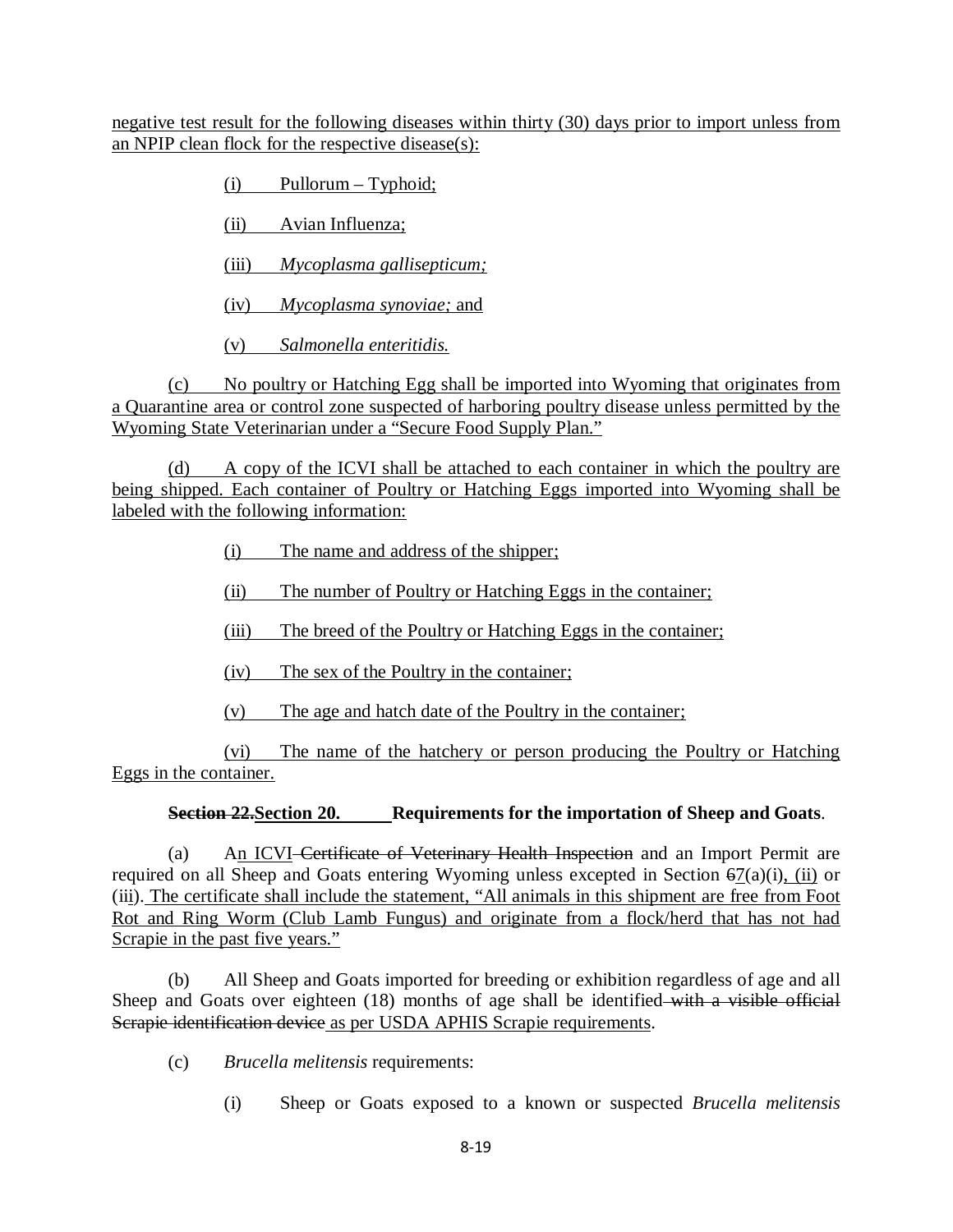negative test result for the following diseases within thirty (30) days prior to import unless from an NPIP clean flock for the respective disease(s):

(i) Pullorum – Typhoid;

(ii) Avian Influenza;

(iii) *Mycoplasma gallisepticum;*

(iv) *Mycoplasma synoviae;* and

(v) *Salmonella enteritidis.*

(c) No poultry or Hatching Egg shall be imported into Wyoming that originates from a Quarantine area or control zone suspected of harboring poultry disease unless permitted by the Wyoming State Veterinarian under a "Secure Food Supply Plan."

(d) A copy of the ICVI shall be attached to each container in which the poultry are being shipped. Each container of Poultry or Hatching Eggs imported into Wyoming shall be labeled with the following information:

(i) The name and address of the shipper;

(ii) The number of Poultry or Hatching Eggs in the container;

(iii) The breed of the Poultry or Hatching Eggs in the container;

(iv) The sex of the Poultry in the container;

(v) The age and hatch date of the Poultry in the container;

(vi) The name of the hatchery or person producing the Poultry or Hatching Eggs in the container.

**~~Section 22.~~Section 20. Requirements for the importation of Sheep and Goats**.

(a) An ICVI ~~Certificate of Veterinary Health Inspection~~ and an Import Permit are required on all Sheep and Goats entering Wyoming unless excepted in Section ~~6~~7(a)(i), (ii) or (iii). The certificate shall include the statement, "All animals in this shipment are free from Foot Rot and Ring Worm (Club Lamb Fungus) and originate from a flock/herd that has not had Scrapie in the past five years."

(b) All Sheep and Goats imported for breeding or exhibition regardless of age and all Sheep and Goats over eighteen (18) months of age shall be identified ~~with a visible official Scrapie identification device~~ as per USDA APHIS Scrapie requirements.

(c) *Brucella melitensis* requirements:

(i) Sheep or Goats exposed to a known or suspected *Brucella melitensis*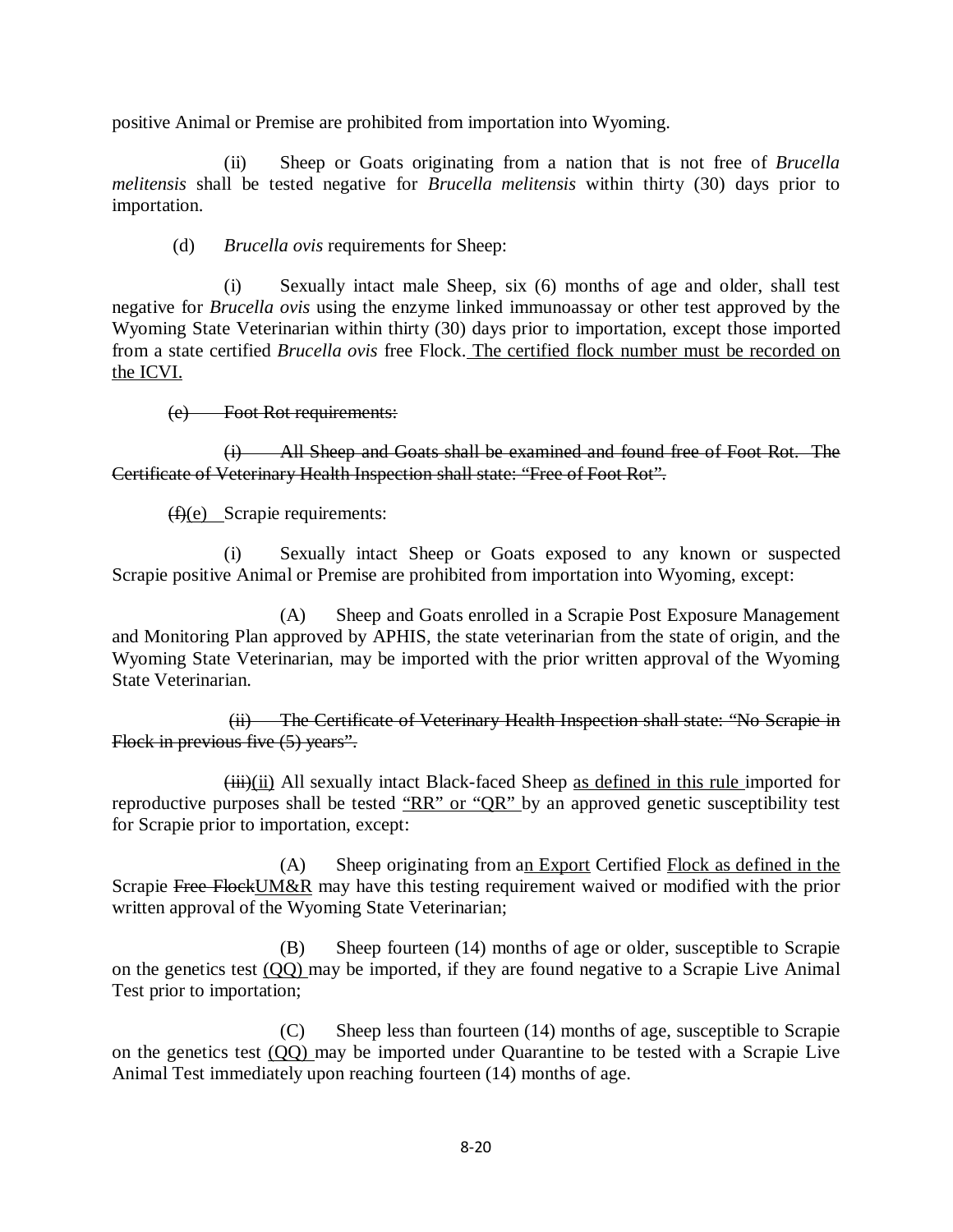positive Animal or Premise are prohibited from importation into Wyoming.

(ii) Sheep or Goats originating from a nation that is not free of *Brucella melitensis* shall be tested negative for *Brucella melitensis* within thirty (30) days prior to importation.

(d) *Brucella ovis* requirements for Sheep:

(i) Sexually intact male Sheep, six (6) months of age and older, shall test negative for *Brucella ovis* using the enzyme linked immunoassay or other test approved by the Wyoming State Veterinarian within thirty (30) days prior to importation, except those imported from a state certified *Brucella ovis* free Flock. <u>The certified flock number must be recorded on the ICVI.</u>

~~(e) Foot Rot requirements:~~

~~(i) All Sheep and Goats shall be examined and found free of Foot Rot. The Certificate of Veterinary Health Inspection shall state: "Free of Foot Rot".~~

~~(f)~~<u>(e)</u> Scrapie requirements:

(i) Sexually intact Sheep or Goats exposed to any known or suspected Scrapie positive Animal or Premise are prohibited from importation into Wyoming, except:

(A) Sheep and Goats enrolled in a Scrapie Post Exposure Management and Monitoring Plan approved by APHIS, the state veterinarian from the state of origin, and the Wyoming State Veterinarian, may be imported with the prior written approval of the Wyoming State Veterinarian.

~~(ii) The Certificate of Veterinary Health Inspection shall state: "No Scrapie in Flock in previous five (5) years".~~

~~(iii)~~<u>(ii)</u> All sexually intact Black-faced Sheep <u>as defined in this rule</u> imported for reproductive purposes shall be tested <u>"RR" or "QR"</u> by an approved genetic susceptibility test for Scrapie prior to importation, except:

(A) Sheep originating from a<u>n Export</u> Certified <u>Flock as defined in the</u> Scrapie ~~Free Flock~~<u>UM&R</u> may have this testing requirement waived or modified with the prior written approval of the Wyoming State Veterinarian;

(B) Sheep fourteen (14) months of age or older, susceptible to Scrapie on the genetics test <u>(QQ)</u> may be imported, if they are found negative to a Scrapie Live Animal Test prior to importation;

(C) Sheep less than fourteen (14) months of age, susceptible to Scrapie on the genetics test <u>(QQ)</u> may be imported under Quarantine to be tested with a Scrapie Live Animal Test immediately upon reaching fourteen (14) months of age.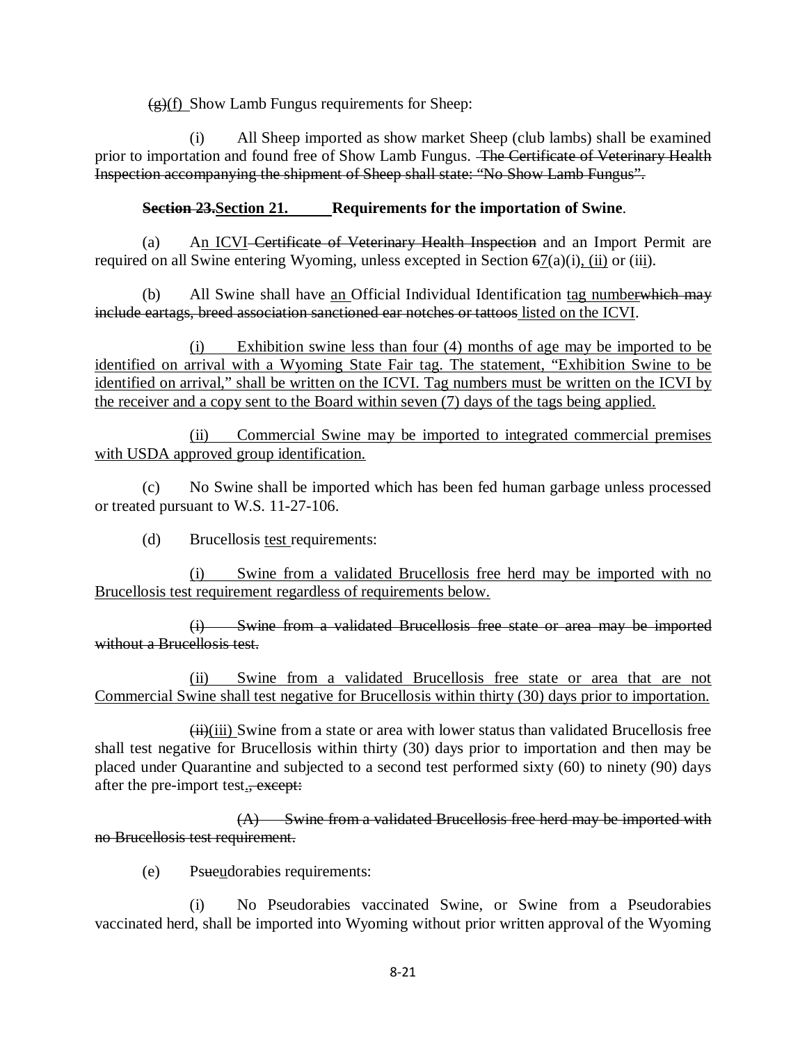~~(g)~~(f) Show Lamb Fungus requirements for Sheep:

(i) All Sheep imported as show market Sheep (club lambs) shall be examined prior to importation and found free of Show Lamb Fungus. ~~The Certificate of Veterinary Health Inspection accompanying the shipment of Sheep shall state: "No Show Lamb Fungus".~~

**~~Section 23.~~Section 21. Requirements for the importation of Swine**.

(a) An ICVI ~~Certificate of Veterinary Health Inspection~~ and an Import Permit are required on all Swine entering Wyoming, unless excepted in Section ~~6~~7(a)(i), (ii) or (iii).

(b) All Swine shall have an Official Individual Identification tag number~~which may include eartags, breed association sanctioned ear notches or tattoos~~ listed on the ICVI.

(i) Exhibition swine less than four (4) months of age may be imported to be identified on arrival with a Wyoming State Fair tag. The statement, "Exhibition Swine to be identified on arrival," shall be written on the ICVI. Tag numbers must be written on the ICVI by the receiver and a copy sent to the Board within seven (7) days of the tags being applied.

(ii) Commercial Swine may be imported to integrated commercial premises with USDA approved group identification.

(c) No Swine shall be imported which has been fed human garbage unless processed or treated pursuant to W.S. 11-27-106.

(d) Brucellosis test requirements:

(i) Swine from a validated Brucellosis free herd may be imported with no Brucellosis test requirement regardless of requirements below.

~~(i) Swine from a validated Brucellosis free state or area may be imported without a Brucellosis test.~~

(ii) Swine from a validated Brucellosis free state or area that are not Commercial Swine shall test negative for Brucellosis within thirty (30) days prior to importation.

~~(ii)~~(iii) Swine from a state or area with lower status than validated Brucellosis free shall test negative for Brucellosis within thirty (30) days prior to importation and then may be placed under Quarantine and subjected to a second test performed sixty (60) to ninety (90) days after the pre-import test.~~, except:~~

~~(A) Swine from a validated Brucellosis free herd may be imported with no Brucellosis test requirement.~~

(e) Ps~~ue~~udorabies requirements:

(i) No Pseudorabies vaccinated Swine, or Swine from a Pseudorabies vaccinated herd, shall be imported into Wyoming without prior written approval of the Wyoming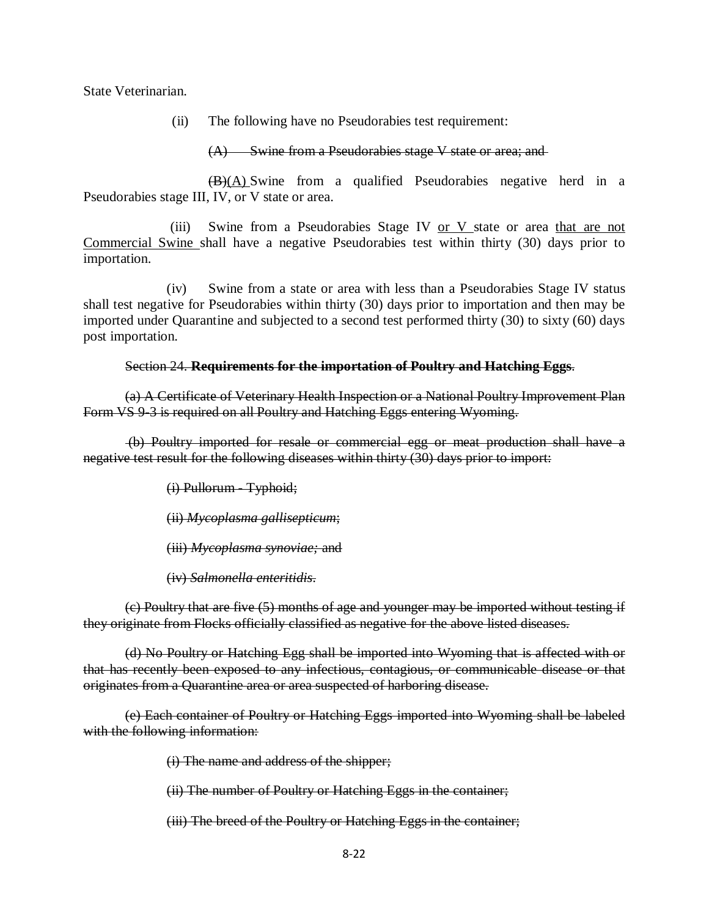State Veterinarian.

(ii) The following have no Pseudorabies test requirement:

~~(A) Swine from a Pseudorabies stage V state or area; and~~

~~(B)~~<u>(A)</u> Swine from a qualified Pseudorabies negative herd in a Pseudorabies stage III, IV, or V state or area.

(iii) Swine from a Pseudorabies Stage IV <u>or V</u> state or area <u>that are not Commercial Swine</u> shall have a negative Pseudorabies test within thirty (30) days prior to importation.

(iv) Swine from a state or area with less than a Pseudorabies Stage IV status shall test negative for Pseudorabies within thirty (30) days prior to importation and then may be imported under Quarantine and subjected to a second test performed thirty (30) to sixty (60) days post importation.

~~Section 24. **Requirements for the importation of Poultry and Hatching Eggs**.~~

~~(a) A Certificate of Veterinary Health Inspection or a National Poultry Improvement Plan Form VS 9-3 is required on all Poultry and Hatching Eggs entering Wyoming.~~

~~(b) Poultry imported for resale or commercial egg or meat production shall have a negative test result for the following diseases within thirty (30) days prior to import:~~

~~(i) Pullorum - Typhoid;~~

~~(ii) *Mycoplasma gallisepticum*;~~

~~(iii) *Mycoplasma synoviae;* and~~

~~(iv) *Salmonella enteritidis*.~~

~~(c) Poultry that are five (5) months of age and younger may be imported without testing if they originate from Flocks officially classified as negative for the above listed diseases.~~

~~(d) No Poultry or Hatching Egg shall be imported into Wyoming that is affected with or that has recently been exposed to any infectious, contagious, or communicable disease or that originates from a Quarantine area or area suspected of harboring disease.~~

~~(e) Each container of Poultry or Hatching Eggs imported into Wyoming shall be labeled with the following information:~~

~~(i) The name and address of the shipper;~~

~~(ii) The number of Poultry or Hatching Eggs in the container;~~

~~(iii) The breed of the Poultry or Hatching Eggs in the container;~~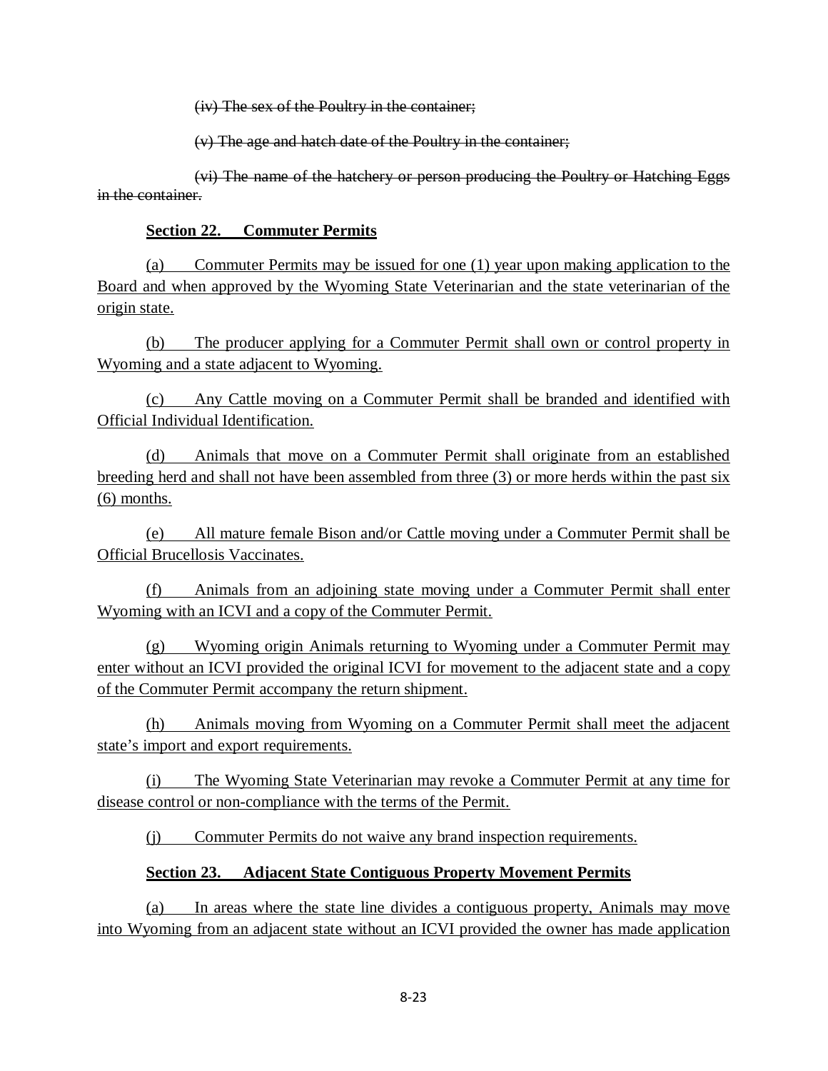~~(iv) The sex of the Poultry in the container;~~

~~(v) The age and hatch date of the Poultry in the container;~~

~~(vi) The name of the hatchery or person producing the Poultry or Hatching Eggs in the container.~~

**<u>Section 22. Commuter Permits</u>**

<u>(a) Commuter Permits may be issued for one (1) year upon making application to the Board and when approved by the Wyoming State Veterinarian and the state veterinarian of the origin state.</u>

<u>(b) The producer applying for a Commuter Permit shall own or control property in Wyoming and a state adjacent to Wyoming.</u>

<u>(c) Any Cattle moving on a Commuter Permit shall be branded and identified with Official Individual Identification.</u>

<u>(d) Animals that move on a Commuter Permit shall originate from an established breeding herd and shall not have been assembled from three (3) or more herds within the past six (6) months.</u>

<u>(e) All mature female Bison and/or Cattle moving under a Commuter Permit shall be Official Brucellosis Vaccinates.</u>

<u>(f) Animals from an adjoining state moving under a Commuter Permit shall enter Wyoming with an ICVI and a copy of the Commuter Permit.</u>

<u>(g) Wyoming origin Animals returning to Wyoming under a Commuter Permit may enter without an ICVI provided the original ICVI for movement to the adjacent state and a copy of the Commuter Permit accompany the return shipment.</u>

<u>(h) Animals moving from Wyoming on a Commuter Permit shall meet the adjacent state's import and export requirements.</u>

<u>(i) The Wyoming State Veterinarian may revoke a Commuter Permit at any time for disease control or non-compliance with the terms of the Permit.</u>

<u>(j) Commuter Permits do not waive any brand inspection requirements.</u>

**<u>Section 23. Adjacent State Contiguous Property Movement Permits</u>**

<u>(a) In areas where the state line divides a contiguous property, Animals may move into Wyoming from an adjacent state without an ICVI provided the owner has made application</u>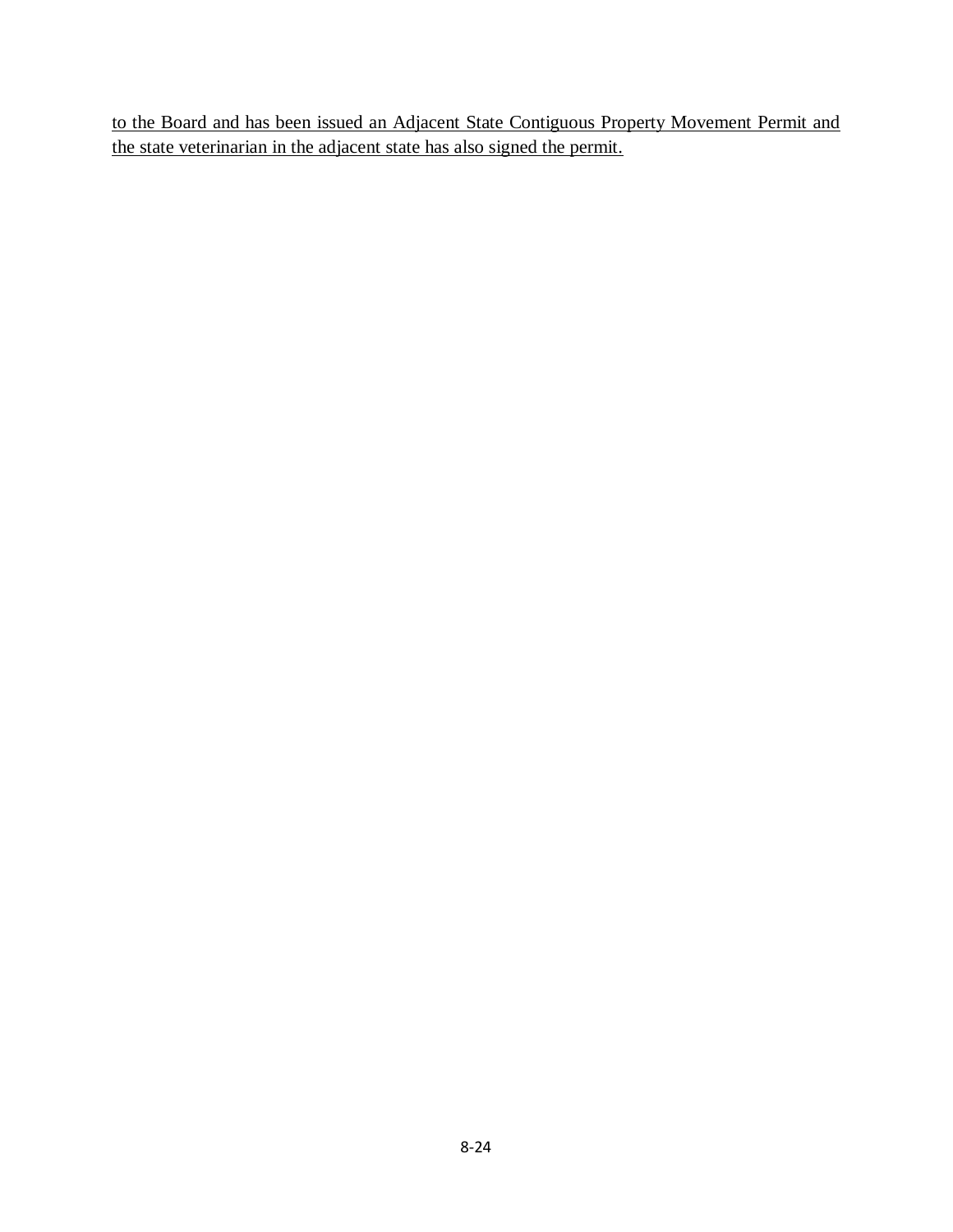<u>to the Board and has been issued an Adjacent State Contiguous Property Movement Permit and the state veterinarian in the adjacent state has also signed the permit.</u>